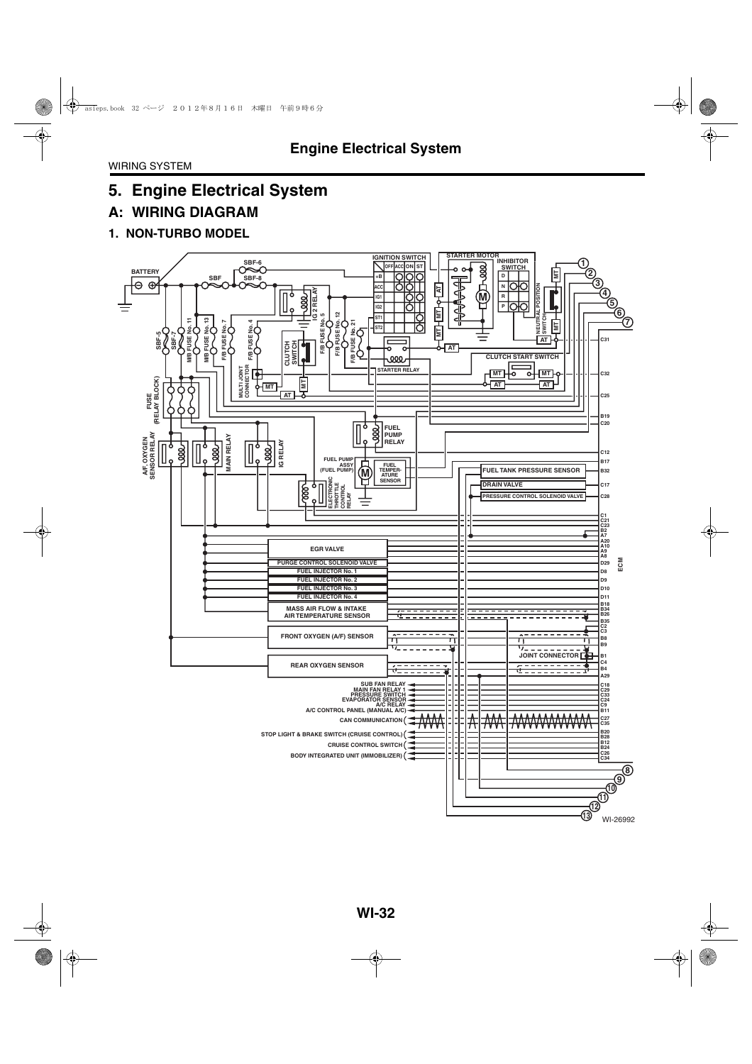WIRING SYSTEM

# 5. Engine Electrical System

## A: WIRING DIAGRAM

### 1. NON-TURBO MODEL

WI-26992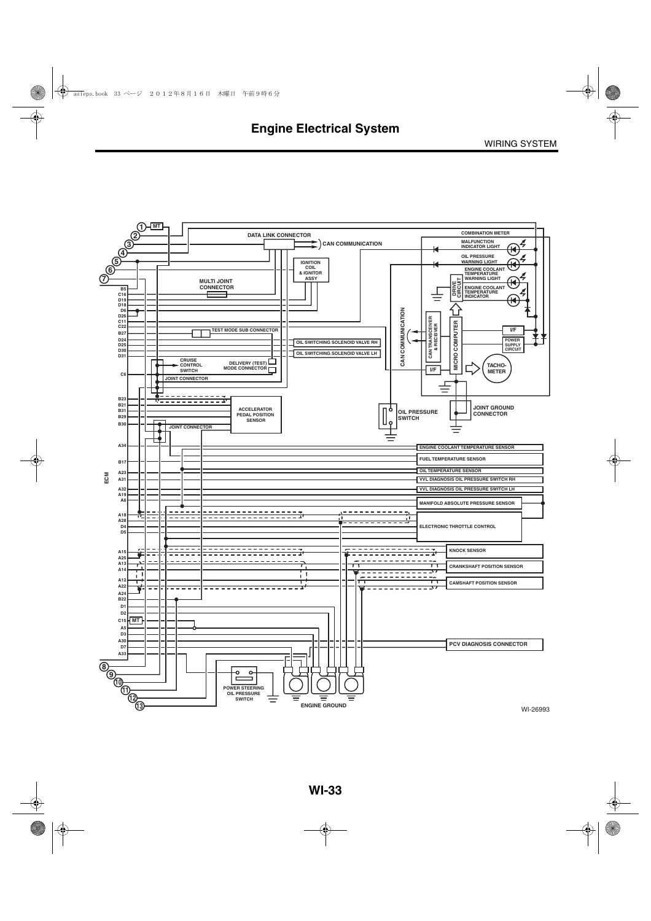# Engine Electrical System

WIRING SYSTEM

DATA LINK CONNECTOR

CAN COMMUNICATION

COMBINATION METER

MALFUNCTION INDICATOR LIGHT

OIL PRESSURE WARNING LIGHT

ENGINE COOLANT TEMPERATURE WARNING LIGHT

ENGINE COOLANT TEMPERATURE INDICATOR

DRIVE CIRCUIT

IGNITION COIL & IGNITOR ASSY

MULTI JOINT CONNECTOR

CAN COMMUNICATION

CAN TRANSCEIVER & RECEIVER

MICRO COMPUTER

I/F

POWER SUPPLY CIRCUIT

TACHO-METER

TEST MODE SUB CONNECTOR

OIL SWITCHING SOLENOID VALVE RH

OIL SWITCHING SOLENOID VALVE LH

CRUISE CONTROL SWITCH

DELIVERY (TEST) MODE CONNECTOR

JOINT CONNECTOR

ACCELERATOR PEDAL POSITION SENSOR

OIL PRESSURE SWITCH

JOINT GROUND CONNECTOR

ECM

ENGINE COOLANT TEMPERATURE SENSOR

FUEL TEMPERATURE SENSOR

OIL TEMPERATURE SENSOR

VVL DIAGNOSIS OIL PRESSURE SWITCH RH

VVL DIAGNOSIS OIL PRESSURE SWITCH LH

MANIFOLD ABSOLUTE PRESSURE SENSOR

ELECTRONIC THROTTLE CONTROL

KNOCK SENSOR

CRANKSHAFT POSITION SENSOR

CAMSHAFT POSITION SENSOR

PCV DIAGNOSIS CONNECTOR

POWER STEERING OIL PRESSURE SWITCH

ENGINE GROUND

MT

B5, C16, D19, D18, D6, D26, C11, C22, B27, D24, D25, D30, D31, C6, B23, B21, B31, B29, B30, A34, B17, A23, A31, A32, A19, A6, A18, A28, D4, D5, A15, A25, A13, A14, A12, A22, A24, B22, D1, D2, C15, A5, D3, A30, D7, A33

① ② ③ ④ ⑤ ⑥ ⑦ ⑧ ⑨ ⑩ ⑪ ⑫ ⑬

WI-26993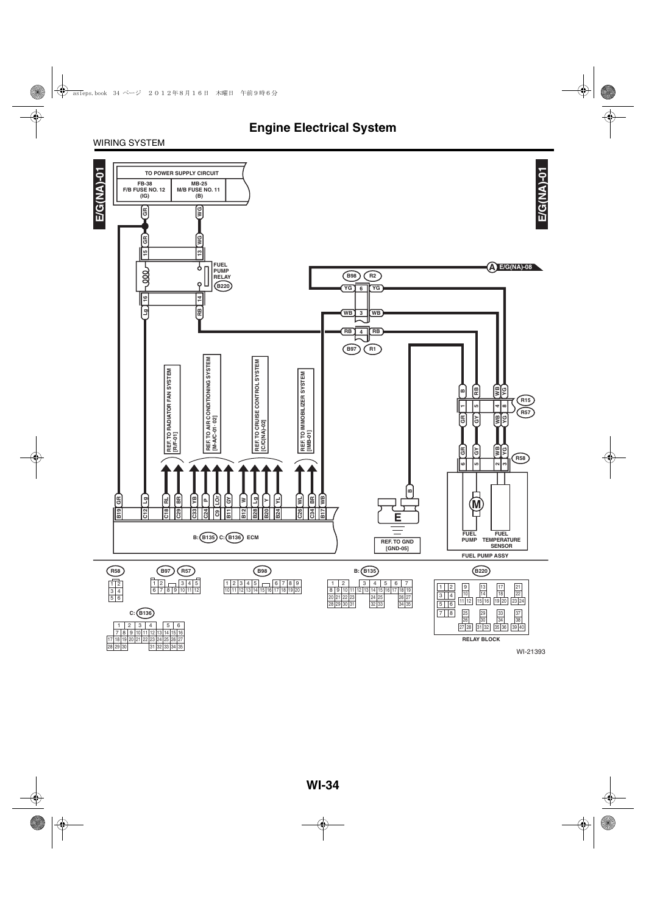# Engine Electrical System

WIRING SYSTEM

E/G(NA)-01

TO POWER SUPPLY CIRCUIT

FB-38 F/B FUSE NO. 12 (IG)

MB-25 M/B FUSE NO. 11 (B)

GR

WG

15 GR

13 WG

FUEL PUMP RELAY

B220

16 Lg

14 RB

A E/G(NA)-08

B98 R2

YG 6 YG

WB 3 WB

RB 4 RB

B97 R1

REF. TO RADIATOR FAN SYSTEM [R/F-01]

REF. TO AIR CONDITIONING SYSTEM [M-A/C-01 · 02]

REF. TO CRUISE CONTROL SYSTEM [C/C(NA)-02]

REF. TO IMMOBILIZER SYSTEM [IMB-01]

B19 GR, C12 Lg, C18 RL, C29 BR, C33 YB, C24 P, C9 LOr, B11 GY, B12 W, B28 Lg, B20 Y, B24 YL, C26 WL, C34 BR, B17 WB

B: B135 C: B136 ECM

B

E

REF. TO GND [GND-05]

R15 R57: 1 B/GR, 5 RB/GY, 4 WB/WB, 8 YG/YG

R58: 6 GR, 5 GY, 2 WB, 3 YG

M

FUEL PUMP

FUEL TEMPERATURE SENSOR

FUEL PUMP ASSY

R58

B97 R57

B98

B: B135

B220

C: B136

RELAY BLOCK

WI-21393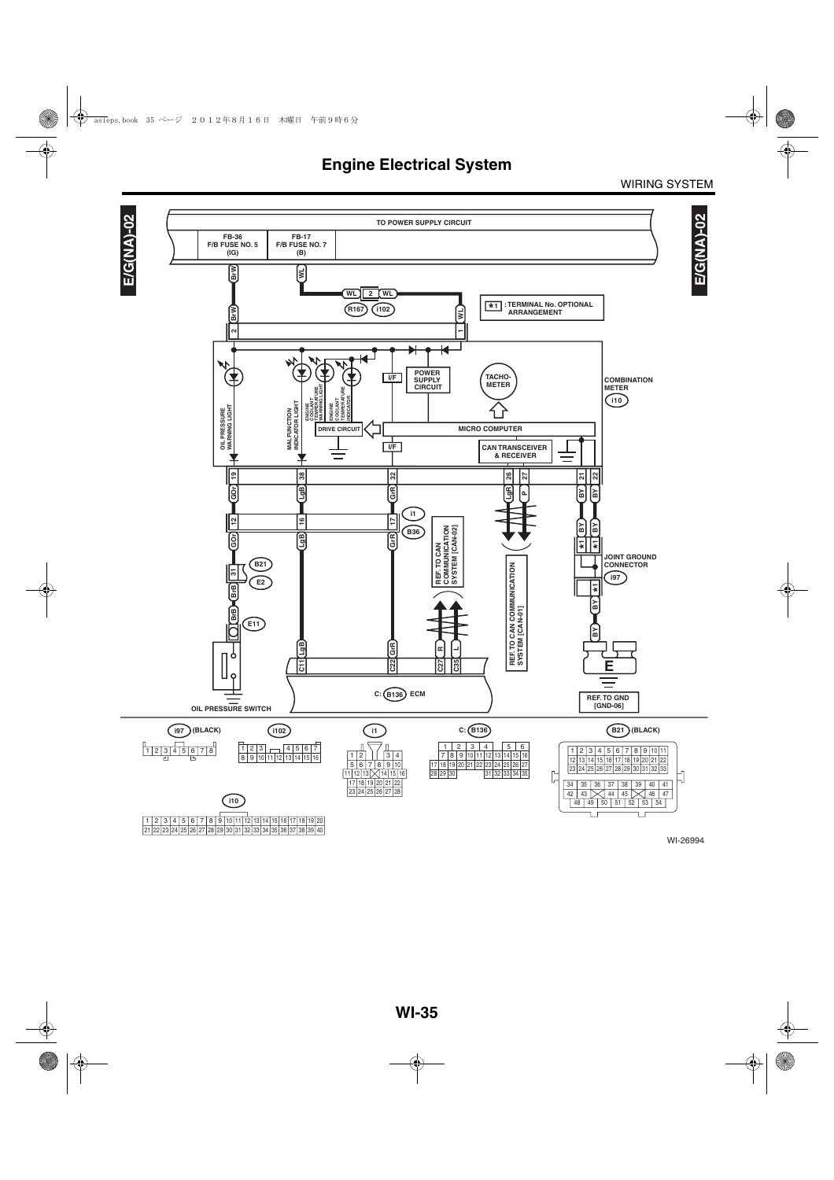# Engine Electrical System

WIRING SYSTEM

E/G(NA)-02

TO POWER SUPPLY CIRCUIT

FB-36 F/B FUSE NO. 5 (IG)

FB-17 F/B FUSE NO. 7 (B)

★1 : TERMINAL No. OPTIONAL ARRANGEMENT

OIL PRESSURE WARNING LIGHT

MALFUNCTION INDICATOR LIGHT

ENGINE COOLANT TEMPERATURE WARNING LIGHT

ENGINE COOLANT TEMPERATURE INDICATOR

DRIVE CIRCUIT

I/F

POWER SUPPLY CIRCUIT

TACHO-METER

MICRO COMPUTER

CAN TRANSCEIVER & RECEIVER

COMBINATION METER i10

REF. TO CAN COMMUNICATION SYSTEM [CAN-02]

REF. TO CAN COMMUNICATION SYSTEM [CAN-01]

JOINT GROUND CONNECTOR i97

OIL PRESSURE SWITCH

C: B136 ECM

REF. TO GND [GND-06]

i97 (BLACK)

i102

i1

C: B136

B21 (BLACK)

i10

WI-26994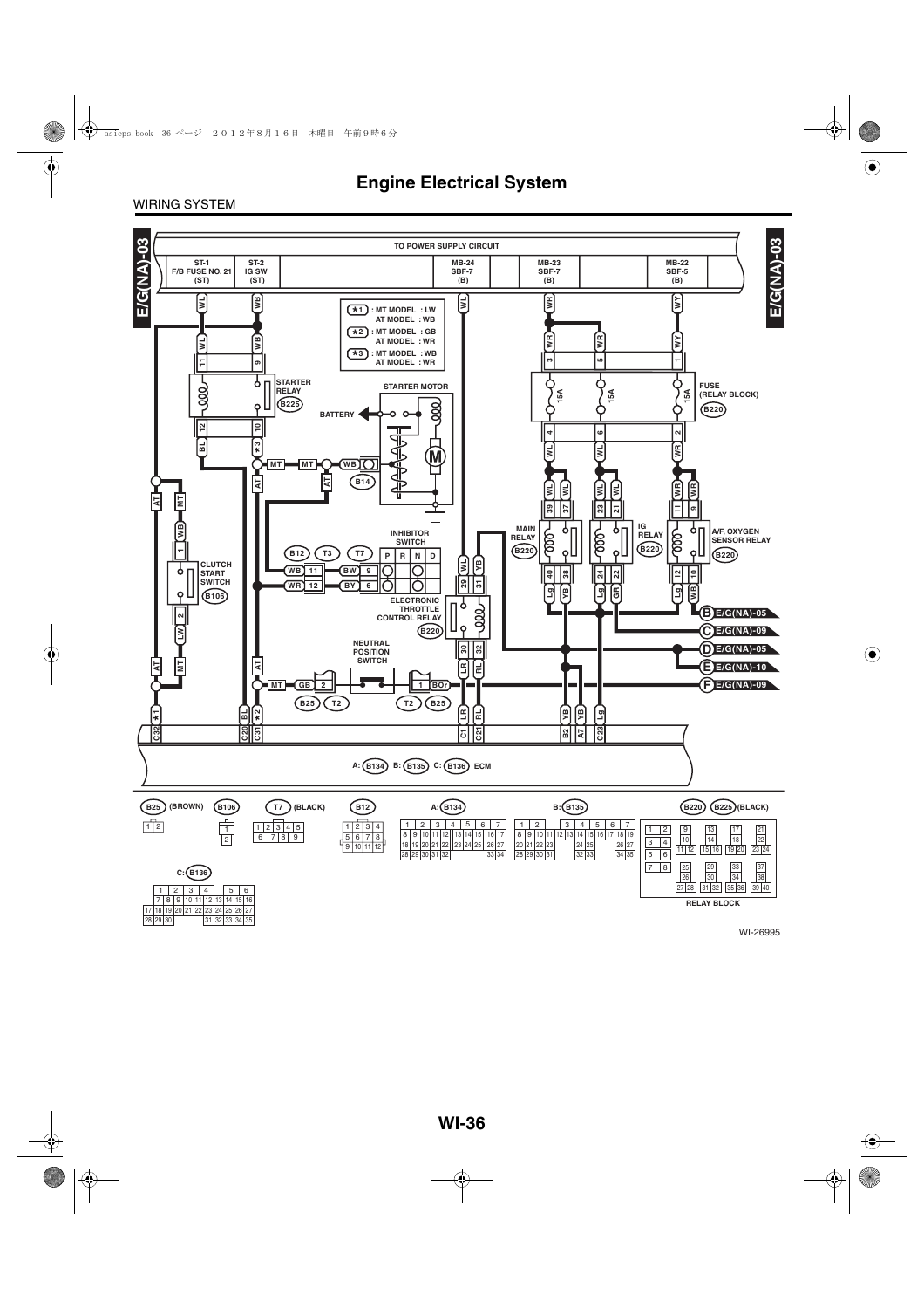# Engine Electrical System

WIRING SYSTEM

E/G(NA)-03

TO POWER SUPPLY CIRCUIT

| ST-1 F/B FUSE NO. 21 (ST) | ST-2 IG SW (ST) | MB-24 SBF-7 (B) | MB-23 SBF-7 (B) | MB-22 SBF-5 (B) |
|---|---|---|---|---|

*1 : MT MODEL : LW
AT MODEL : WB

*2 : MT MODEL : GB
AT MODEL : WR

*3 : MT MODEL : WB
AT MODEL : WR

STARTER RELAY B225

STARTER MOTOR

BATTERY

FUSE (RELAY BLOCK) B220

15A 15A 15A

CLUTCH START SWITCH B106

INHIBITOR SWITCH

B12 T3 T7

| | P | R | N | D |
|---|---|---|---|---|
| WB 11 BW 9 | | | | |
| WR 12 BY 6 | | | | |

MAIN RELAY B220

IG RELAY B220

A/F, OXYGEN SENSOR RELAY B220

ELECTRONIC THROTTLE CONTROL RELAY B220

NEUTRAL POSITION SWITCH

B25 T2 T2 B25

B E/G(NA)-05
C E/G(NA)-09
D E/G(NA)-05
E E/G(NA)-10
F E/G(NA)-09

A: B134 B: B135 C: B136 ECM

B25 (BROWN) B106 T7 (BLACK) B12 A: B134 B: B135 B220 B225 (BLACK)

C: B136

RELAY BLOCK

WI-26995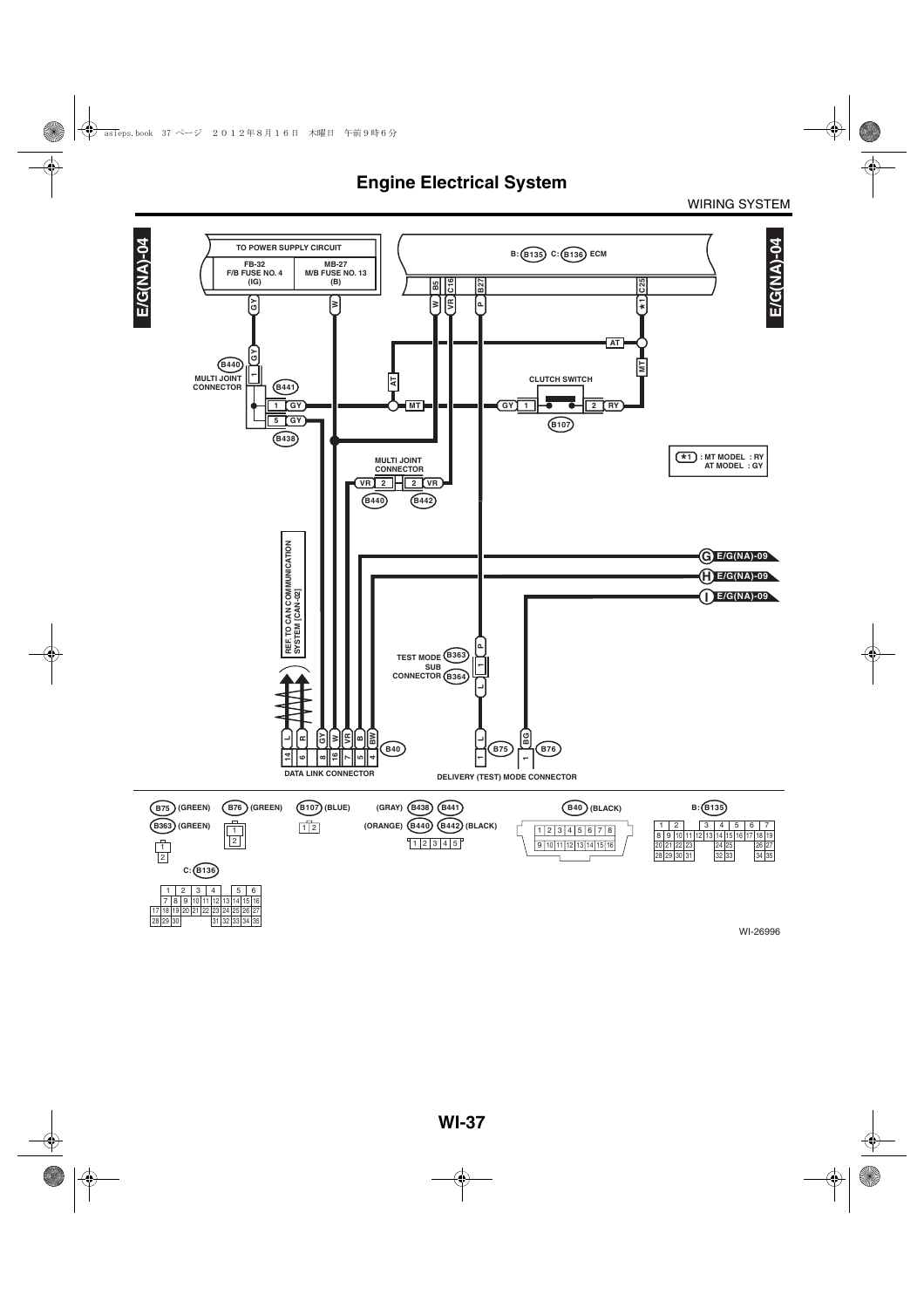# Engine Electrical System

WIRING SYSTEM

E/G(NA)-04

TO POWER SUPPLY CIRCUIT

| FB-32 F/B FUSE NO. 4 (IG) | MB-27 M/B FUSE NO. 13 (B) |
|---|---|

B: B135 C: B136 ECM

B5, C16, B27, C25

GY, W, W, VR, P, *1

B440 MULTI JOINT CONNECTOR

B441

B438

AT, MT

CLUTCH SWITCH

B107

GY 1, 2 RY

*1 : MT MODEL : RY
AT MODEL : GY

MULTI JOINT CONNECTOR

VR 2, 2 VR

B440, B442

G E/G(NA)-09

H E/G(NA)-09

I E/G(NA)-09

REF. TO CAN COMMUNICATION SYSTEM [CAN-02]

TEST MODE SUB CONNECTOR B363 B364

P 1 L

L R GY W VR B BW

14 6 8 16 7 5 4 B40

DATA LINK CONNECTOR

L 1 B75, BG 1 B76

DELIVERY (TEST) MODE CONNECTOR

B75 (GREEN) B76 (GREEN) B107 (BLUE) (GRAY) B438 B441 B40 (BLACK) B: B135

B363 (GREEN) (ORANGE) B440 B442 (BLACK)

C: B136

WI-26996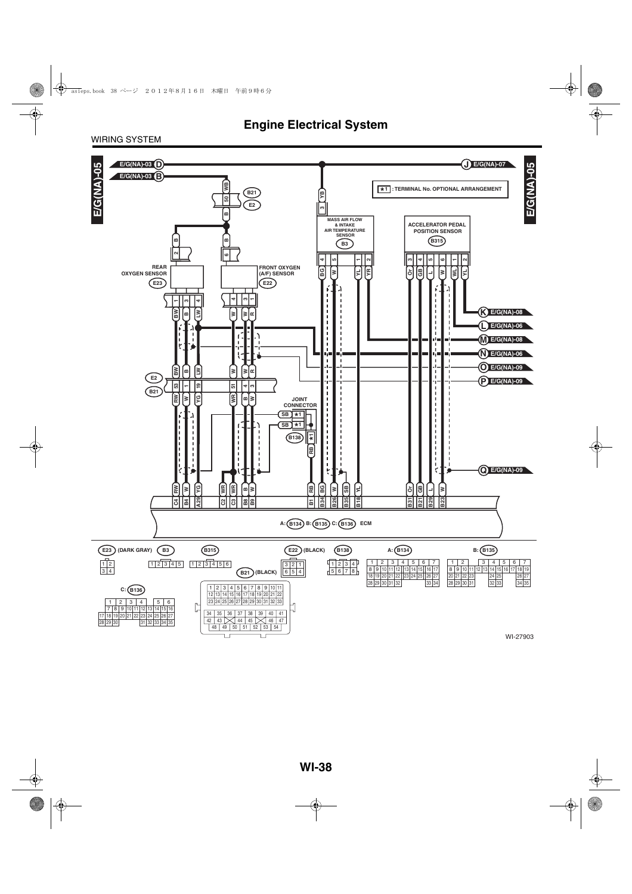# Engine Electrical System

WIRING SYSTEM

E/G(NA)-05

E/G(NA)-03 D

E/G(NA)-03 B

J E/G(NA)-07

★1 : TERMINAL No. OPTIONAL ARRANGEMENT

B21

E2

REAR OXYGEN SENSOR

E23

FRONT OXYGEN (A/F) SENSOR

E22

MASS AIR FLOW & INTAKE AIR TEMPERATURE SENSOR

B3

ACCELERATOR PEDAL POSITION SENSOR

B315

K E/G(NA)-08

L E/G(NA)-06

M E/G(NA)-08

N E/G(NA)-06

O E/G(NA)-09

P E/G(NA)-09

Q E/G(NA)-09

JOINT CONNECTOR

B138

A: B134 B: B135 C: B136 ECM

E23 (DARK GRAY) B3 B315 E22 (BLACK) B138 A: B134 B: B135

B21 (BLACK)

C: B136

WI-27903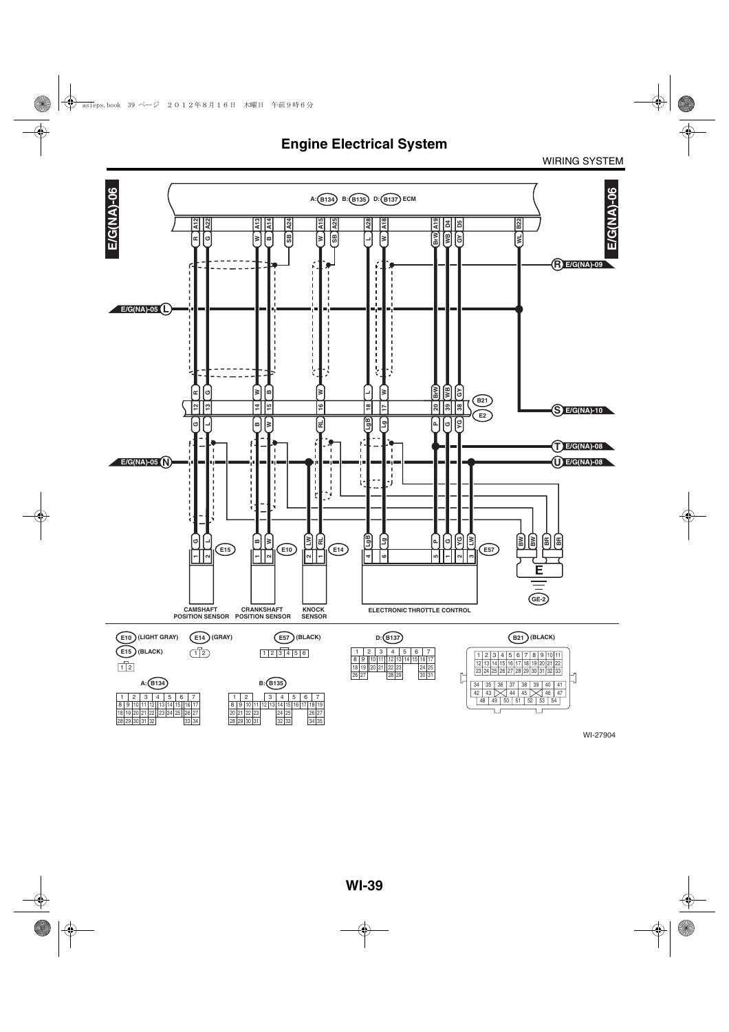# Engine Electrical System

WIRING SYSTEM

E/G(NA)-06

A: B134 B: B135 D: B137 ECM

A12 A22 A13 A14 A24 A15 A25 A28 A18 A19 D4 D5 B22

R G W B SB W SB L W BrW WB GY WL

R E/G(NA)-09

E/G(NA)-05 L

R G W B W L W BrW WB GY

B21

12 13 14 15 16 18 17 20 39 38

E2

S E/G(NA)-10

G L B W RL LgB Lg P G YG

T E/G(NA)-08

E/G(NA)-05 N

U E/G(NA)-08

G L B W LW RL LgB Lg P G YG LW BW BW BR BR

1 2 E15 1 2 E10 2 1 E14 4 6 5 1 2 3 E57

E

GE-2

CAMSHAFT POSITION SENSOR

CRANKSHAFT POSITION SENSOR

KNOCK SENSOR

ELECTRONIC THROTTLE CONTROL

E10 (LIGHT GRAY) E15 (BLACK)

| 1 | 2 |
|---|---|

E14 (GRAY)

| 1 | 2 |
|---|---|

E57 (BLACK)

| 1 | 2 | 3 | 4 | 5 | 6 |
|---|---|---|---|---|---|

D: B137

| 1 | 2 | 3 | 4 | 5 | 6 | 7 |
|---|---|---|---|---|---|---|
| 8 9 | 10 11 | 12 13 | 14 15 | 16 17 | | |
| 18 19 | 20 21 | 22 23 | | 24 25 | | |
| 26 27 | | 28 29 | | 30 31 | | |

B21 (BLACK)

| 1 | 2 | 3 | 4 | 5 | 6 | 7 | 8 | 9 | 10 | 11 |
|---|---|---|---|---|---|---|---|---|---|---|
| 12 | 13 | 14 | 15 | 16 | 17 | 18 | 19 | 20 | 21 | 22 |
| 23 | 24 | 25 | 26 | 27 | 28 | 29 | 30 | 31 | 32 | 33 |

| 34 | 35 | 36 | 37 | 38 | 39 | 40 | 41 |
|---|---|---|---|---|---|---|---|
| 42 | 43 | | 44 | 45 | | 46 | 47 |
| 48 | 49 | 50 | 51 | 52 | 53 | 54 | |

A: B134

| 1 | 2 | 3 | 4 | 5 | 6 | 7 |
|---|---|---|---|---|---|---|
| 8 9 | 10 11 | 12 | 13 14 | 15 | 16 | 17 |
| 18 19 | 20 21 | 22 | 23 24 | 25 | 26 | 27 |
| 28 29 | 30 31 | 32 | | | 33 | 34 |

B: B135

| 1 | 2 | 3 | 4 | 5 | 6 | 7 |
|---|---|---|---|---|---|---|
| 8 9 | 10 11 | 12 13 | 14 15 | 16 17 | 18 | 19 |
| 20 21 | 22 23 | | 24 25 | | 26 | 27 |
| 28 29 | 30 31 | | 32 33 | | 34 | 35 |

WI-27904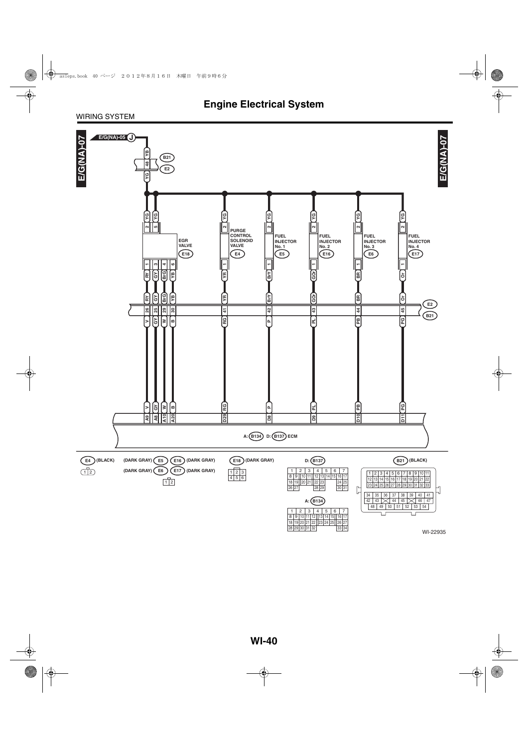## Engine Electrical System

WIRING SYSTEM

E/G(NA)-07

E/G(NA)-05 J

YB 48 YG — B21 / E2

| Component | Connector | Power pin (YG) | Signal pins | Wire (component side) | E2/B21 pin | Wire (ECM side) | ECM terminal |
|---|---|---|---|---|---|---|---|
| EGR VALVE | E18 | 2, 5 | 1 | RY | 26 | V | A9 |
| | | | 3 | GY | 25 | GY | A8 |
| | | | 4 | BrG | 29 | W | A10 |
| | | | 6 | YB | 30 | B | A20 |
| PURGE CONTROL SOLENOID VALVE | E4 | 2 | 1 | YR | 41 | RG | D29 |
| FUEL INJECTOR No. 1 | E5 | 2 | 1 | BrY | 42 | P | D8 |
| FUEL INJECTOR No. 2 | E16 | 2 | 1 | GOr | 43 | PL | D9 |
| FUEL INJECTOR No. 3 | E6 | 2 | 1 | BR | 44 | PB | D10 |
| FUEL INJECTOR No. 4 | E17 | 2 | 1 | Or | 45 | PG | D11 |

A: B134 D: B137 ECM

E4 (BLACK)

| 1 | 2 |
|---|---|

(DARK GRAY) E5 E16 (DARK GRAY)
(DARK GRAY) E6 E17 (DARK GRAY)

| 1 | 2 |
|---|---|

E18 (DARK GRAY)

| 1 | 2 | 3 |
|---|---|---|
| 4 | 5 | 6 |

D: B137

| 1 | 2 | 3 | 4 | 5 | 6 | 7 |
|---|---|---|---|---|---|---|
| 8 9 | 10 11 | 12 13 | 14 15 | 16 17 | | |
| 18 19 | 20 21 | 22 23 | | 24 25 | | |
| 26 27 | | 28 29 | | 30 31 | | |

A: B134

| 1 | 2 | 3 | 4 | 5 | 6 | 7 |
|---|---|---|---|---|---|---|
| 8 9 | 10 11 | 12 13 | 14 15 | 16 17 | | |
| 18 19 | 20 21 | 22 23 | 24 25 | 26 27 | | |
| 28 29 | 30 31 | 32 | | 33 34 | | |

B21 (BLACK)

| 1 | 2 | 3 | 4 | 5 | 6 | 7 | 8 | 9 | 10 | 11 |
|---|---|---|---|---|---|---|---|---|---|---|
| 12 | 13 | 14 | 15 | 16 | 17 | 18 | 19 | 20 | 21 | 22 |
| 23 | 24 | 25 | 26 | 27 | 28 | 29 | 30 | 31 | 32 | 33 |

| 34 | 35 | 36 | 37 | 38 | 39 | 40 | 41 |
|---|---|---|---|---|---|---|---|
| 42 | 43 | X | 44 | 45 | X | 46 | 47 |
| 48 | 49 | 50 | 51 | 52 | 53 | 54 | |

WI-22935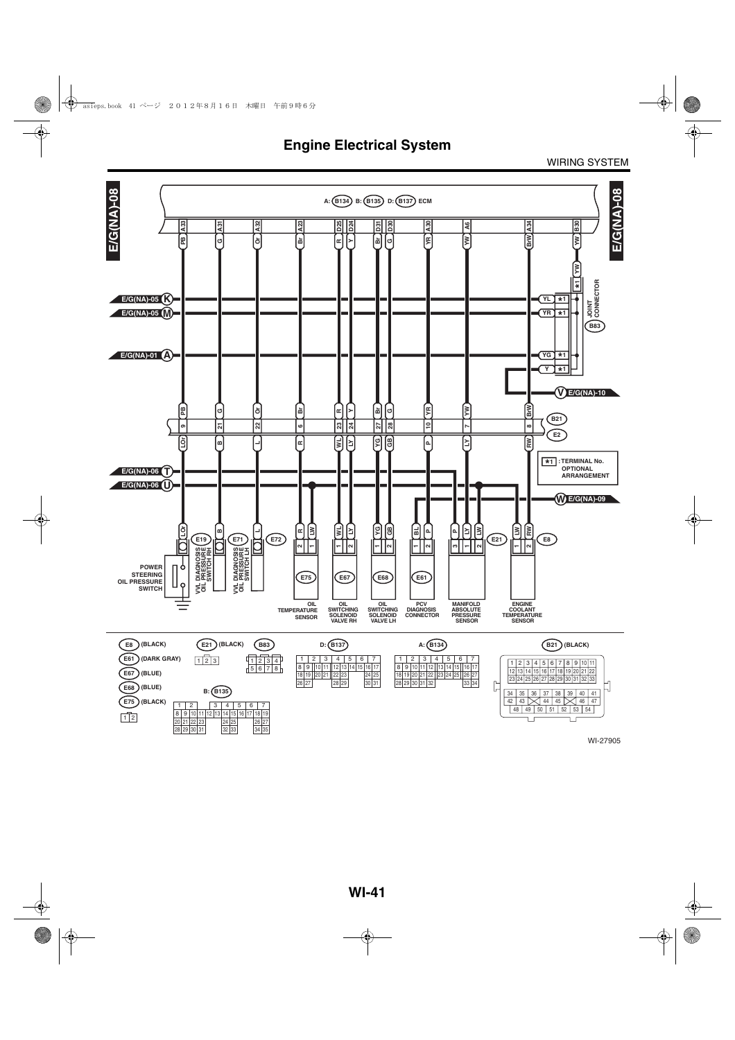# Engine Electrical System

WIRING SYSTEM

E/G(NA)-08

A: B134 B: B135 D: B137 ECM

| ECM terminal | Wire | B21/E2 terminal | Wire (E side) | Component |
|---|---|---|---|---|
| A33 | PB | 9 | LOr | E19 VVL DIAGNOSIS OIL PRESSURE SWITCH RH / POWER STEERING OIL PRESSURE SWITCH |
| A31 | G | 21 | B | E71 VVL DIAGNOSIS OIL PRESSURE SWITCH LH |
| A32 | Or | 22 | L | E72 |
| A23 | Br | 6 | R | E75 OIL TEMPERATURE SENSOR (2: R, 1: LW) |
| D25 | R | 23 | WL | E67 OIL SWITCHING SOLENOID VALVE RH (1: WL) |
| D24 | Y | 24 | LY | E67 OIL SWITCHING SOLENOID VALVE RH (2: LY) |
| D31 | Br | 27 | YG | E68 OIL SWITCHING SOLENOID VALVE LH (1: YG) |
| D30 | G | 28 | GB | E68 OIL SWITCHING SOLENOID VALVE LH (2: GB) |
| A30 | YR | 10 | P | E61 PCV DIAGNOSIS CONNECTOR (1: BL, 2: P) |
| A6 | YW | 7 | LY | E21 MANIFOLD ABSOLUTE PRESSURE SENSOR (3: P, 1: LY, 2: LW) |
| A34 | BrW | 8 | RW | E8 ENGINE COOLANT TEMPERATURE SENSOR (1: LW, 2: RW) |
| B30 | YW | | | B83 JOINT CONNECTOR |

JOINT CONNECTOR B83: YW ★1, YL ★1, YR ★1, YG ★1, Y ★1

E/G(NA)-05 K, E/G(NA)-05 M, E/G(NA)-01 A, E/G(NA)-10 V, E/G(NA)-06 T, E/G(NA)-06 U, E/G(NA)-09 W

★1 : TERMINAL No. OPTIONAL ARRANGEMENT

## Connectors

- E8 (BLACK), E61 (DARK GRAY), E67 (BLUE), E68 (BLUE), E75 (BLACK): 1 2
- E21 (BLACK): 1 2 3
- B83: 1 2 3 4 / 5 6 7 8
- B: B135: 1–35
- D: B137: 1–31
- A: B134: 1–34
- B21 (BLACK): 1–54

WI-27905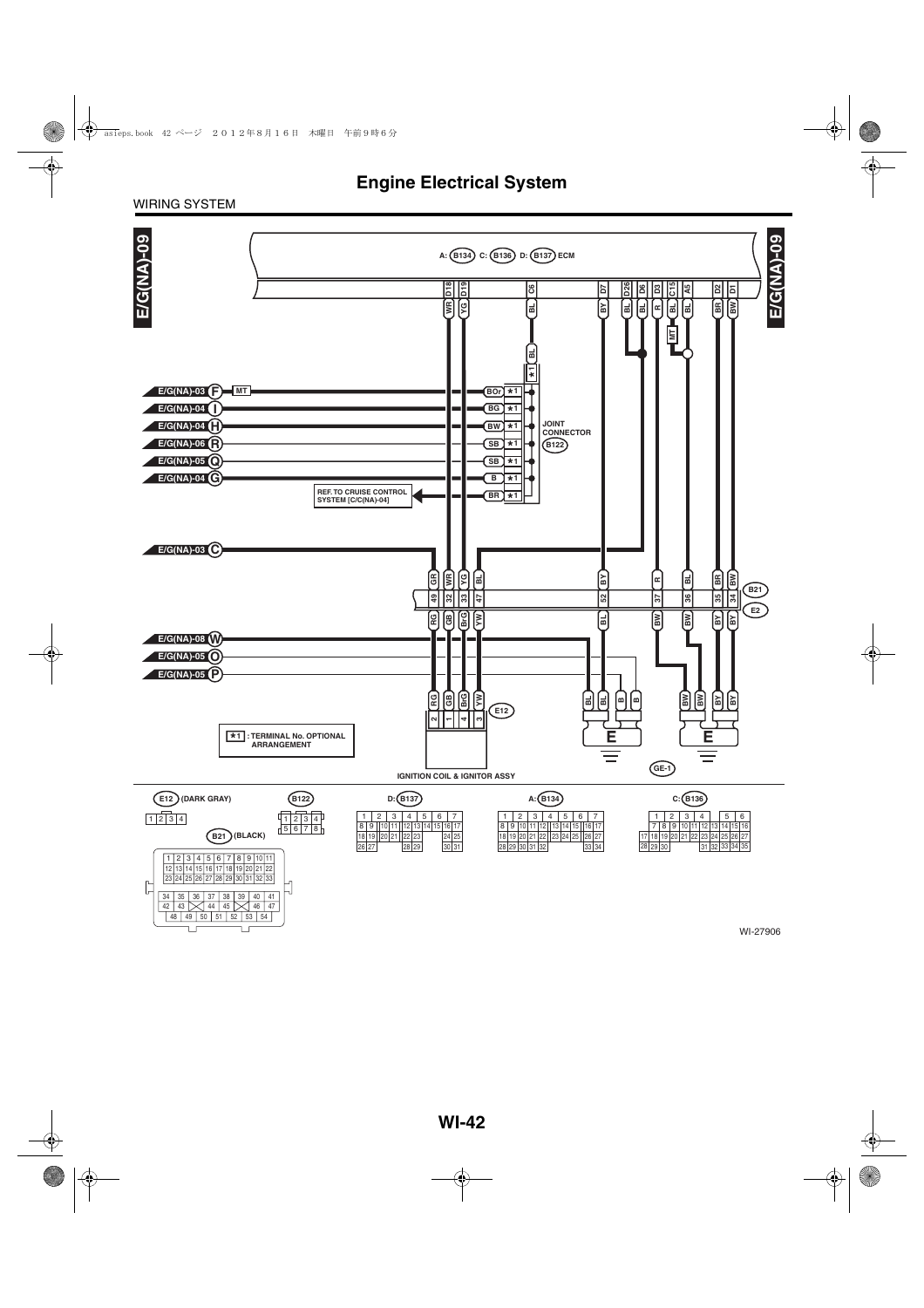# Engine Electrical System

WIRING SYSTEM

E/G(NA)-09

A: B134 C: B136 D: B137 ECM

D18 D19 C6 D7 D26 D6 D3 C15 A5 D2 D1

WR YG BL BY BL BL R BL BL BR BW

MT

BL

*1

E/G(NA)-03 F MT — BOr *1

E/G(NA)-04 I — BG *1

E/G(NA)-04 H — BW *1

E/G(NA)-06 R — SB *1

E/G(NA)-05 Q — SB *1

E/G(NA)-04 G — B *1

REF. TO CRUISE CONTROL SYSTEM [C/C(NA)-04] — BR *1

JOINT CONNECTOR B122

E/G(NA)-03 C

| GR | WR | YG | BL | BY | R | BL | BR | BW |
|---|---|---|---|---|---|---|---|---|
| 49 | 32 | 33 | 47 | 52 | 37 | 36 | 35 | 34 |
| RG | GB | BrG | YW | BL | BW | BW | BY | BY |

B21 E2

E/G(NA)-08 W

E/G(NA)-05 O

E/G(NA)-05 P

RG GB BrG YW — 2 1 4 3 — E12

BL BL B B — E

BW BW BY BY — E

*1 : TERMINAL No. OPTIONAL ARRANGEMENT

IGNITION COIL & IGNITOR ASSY

GE-1

E12 (DARK GRAY)

| 1 | 2 | 3 | 4 |
|---|---|---|---|

B122

| 1 | 2 | 3 | 4 |
|---|---|---|---|
| 5 | 6 | 7 | 8 |

B21 (BLACK)

| 1 | 2 | 3 | 4 | 5 | 6 | 7 | 8 | 9 | 10 | 11 |
|---|---|---|---|---|---|---|---|---|---|---|
| 12 | 13 | 14 | 15 | 16 | 17 | 18 | 19 | 20 | 21 | 22 |
| 23 | 24 | 25 | 26 | 27 | 28 | 29 | 30 | 31 | 32 | 33 |

| 34 | 35 | 36 | 37 | 38 | 39 | 40 | 41 |
|---|---|---|---|---|---|---|---|
| 42 | 43 | | 44 | 45 | | 46 | 47 |
| 48 | 49 | 50 | 51 | 52 | 53 | 54 | |

D: B137

| 1 | 2 | 3 | 4 | 5 | 6 | 7 |
|---|---|---|---|---|---|---|
| 8 9 | 10 11 | 12 13 | 14 15 | 16 17 | | |
| 18 19 | 20 21 | 22 23 | | 24 25 | | |
| 26 27 | | 28 29 | | 30 31 | | |

A: B134

| 1 | 2 | 3 | 4 | 5 | 6 | 7 |
|---|---|---|---|---|---|---|
| 8 9 | 10 11 | 12 | 13 14 | 15 | 16 17 | |
| 18 19 | 20 21 | 22 | 23 24 | 25 | 26 27 | |
| 28 29 | 30 31 | 32 | | | 33 34 | |

C: B136

| 1 | 2 | 3 | 4 | 5 | 6 |
|---|---|---|---|---|---|
| 7 8 | 9 10 | 11 12 | 13 14 | 15 16 | |
| 17 18 19 | 20 21 | 22 23 | 24 25 | 26 27 | |
| 28 29 30 | | 31 32 | 33 34 | 35 | |

WI-27906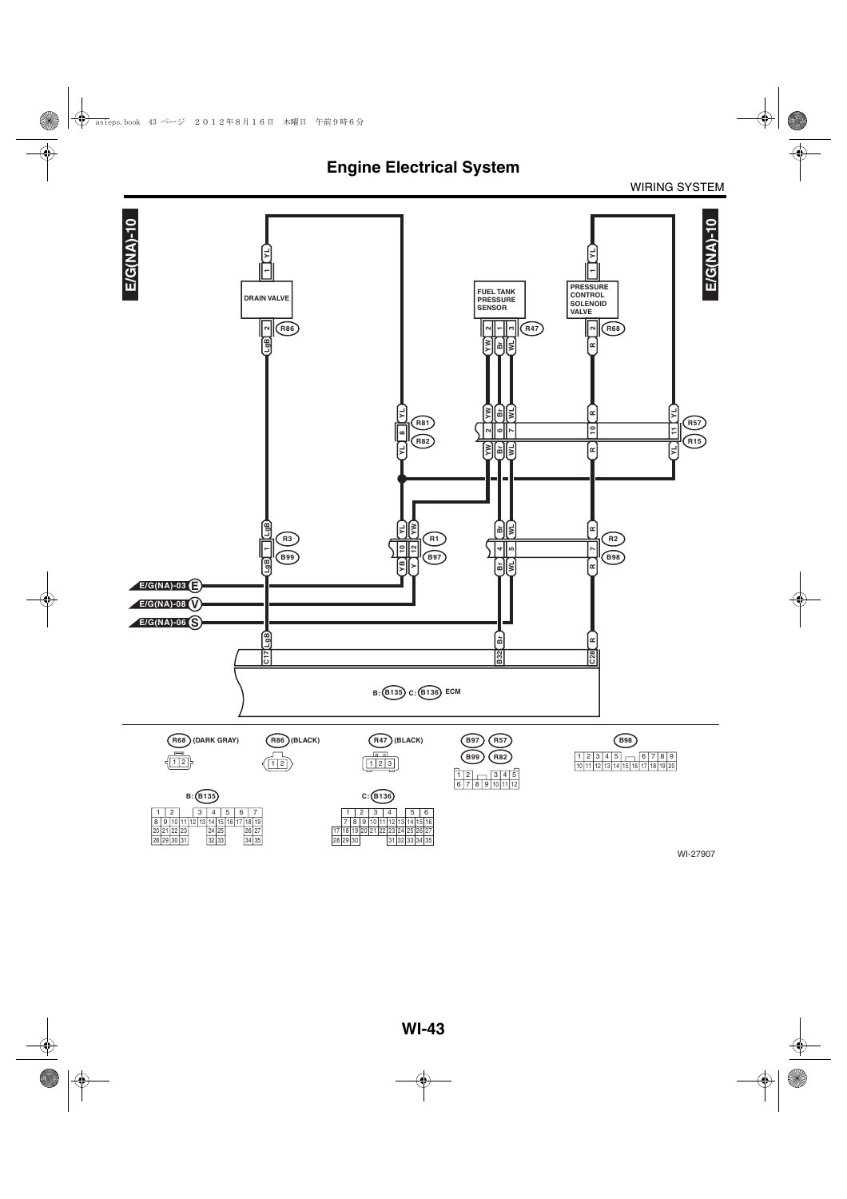# Engine Electrical System

WIRING SYSTEM

E/G(NA)-10

DRAIN VALVE

FUEL TANK PRESSURE SENSOR

PRESSURE CONTROL SOLENOID VALVE

R86 R47 R68 R81 R82 R57 R15 R3 B99 R1 B97 R2 B98

E/G(NA)-03 E

E/G(NA)-08 V

E/G(NA)-06 S

B: B135 C: B136 ECM

C17 B32 C28

R68 (DARK GRAY)

R86 (BLACK)

R47 (BLACK)

B97 R57

B99 R82

B98

B: B135

C: B136

WI-27907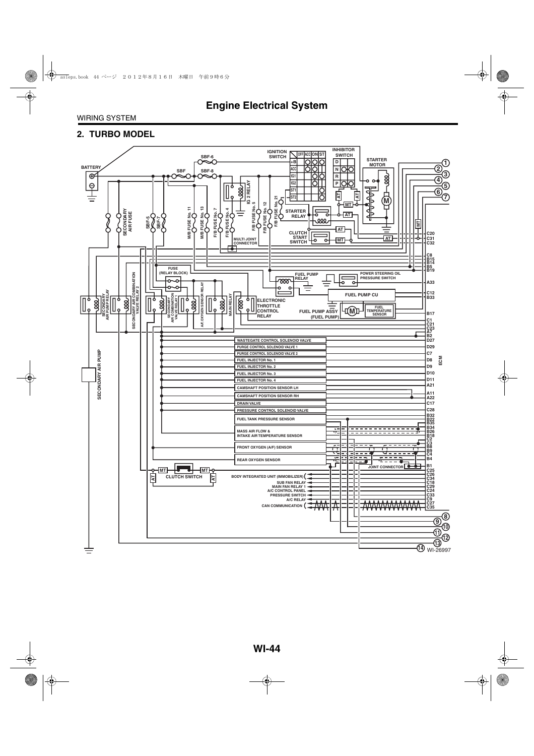# Engine Electrical System

WIRING SYSTEM

## 2. TURBO MODEL

BATTERY

SBF-6

SBF

SBF-8

IGNITION SWITCH

| | OFF | ACC | ON | ST |
|---|---|---|---|---|
| +B | | | | |
| ACC | | | | |
| IG1 | | | | |
| IG2 | | | | |
| ST1 | | | | |
| ST2 | | | | |

INHIBITOR SWITCH

| D |
|---|
| N |
| R |
| P |

STARTER MOTOR

SECONDARY AIR FUSE

SBF-5

SBF-7

M/B FUSE No. 11

M/B FUSE No. 13

F/B FUSE No. 7

F/B FUSE No. 4

IG 2 RELAY

F/B FUSE No. 5

F/B FUSE No. 12

F/B FUSE No. 21

STARTER RELAY

CLUTCH START SWITCH

MULTI JOINT CONNECTOR

AT

MT

FUSE (RELAY BLOCK)

FUEL PUMP RELAY

POWER STEERING OIL PRESSURE SWITCH

FUEL PUMP CU

SECONDARY AIR PUMP RELAY

SECONDARY AIR COMBINATION VALVE RELAY 2

SECONDARY AIR COMBINATION VALVE RELAY 1

A/F OXYGEN SENSOR RELAY

MAIN RELAY

ELECTRONIC THROTTLE CONTROL RELAY

FUEL PUMP ASSY (FUEL PUMP)

FUEL TEMPERATURE SENSOR

SECONDARY AIR PUMP

WASTEGATE CONTROL SOLENOID VALVE

PURGE CONTROL SOLENOID VALVE 1

PURGE CONTROL SOLENOID VALVE 2

FUEL INJECTOR No. 1

FUEL INJECTOR No. 2

FUEL INJECTOR No. 3

FUEL INJECTOR No. 4

CAMSHAFT POSITION SENSOR LH

CAMSHAFT POSITION SENSOR RH

DRAIN VALVE

PRESSURE CONTROL SOLENOID VALVE

FUEL TANK PRESSURE SENSOR

MASS AIR FLOW & INTAKE AIR TEMPERATURE SENSOR

FRONT OXYGEN (A/F) SENSOR

REAR OXYGEN SENSOR

JOINT CONNECTOR

CLUTCH SWITCH

BODY INTEGRATED UNIT (IMMOBILIZER)

SUB FAN RELAY

MAIN FAN RELAY 1

A/C CONTROL PANEL

PRESSURE SWITCH

A/C RELAY

CAN COMMUNICATION

ECM

C20, C31, C32, C8, B15, B14, B5, B19, A33, C12, B33, B17, C1, C21, C23, A7, B2, D27, D29, C7, D8, D9, D10, D11, A21, A11, A22, C17, C28, B32, B22, B35, B34, B26, B18, C2, C3, B8, B9, C4, B4, B1, C25, C26, C34, C18, C29, C24, C33, C9, C27, C35

① ② ③ ④ ⑤ ⑥ ⑦ ⑧ ⑨ ⑩ ⑪ ⑫ ⑬ ⑭

WI-26997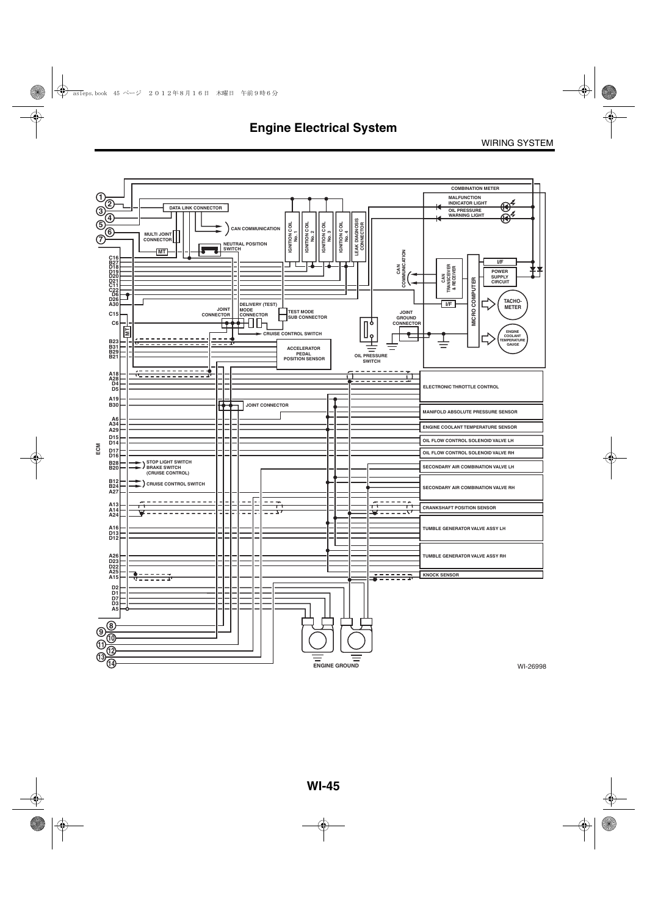# Engine Electrical System

WIRING SYSTEM

COMBINATION METER

MALFUNCTION INDICATOR LIGHT

OIL PRESSURE WARNING LIGHT

DATA LINK CONNECTOR

CAN COMMUNICATION

MULTI JOINT CONNECTOR

MT

NEUTRAL POSITION SWITCH

IGNITION COIL No. 1

IGNITION COIL No. 2

IGNITION COIL No. 3

IGNITION COIL No. 4

LEAK DIAGNOSIS CONNECTOR

CAN COMMUNICATION

CAN TRANSCEIVER & RECEIVER

I/F

POWER SUPPLY CIRCUIT

MICRO COMPUTER

I/F

TACHO-METER

ENGINE COOLANT TEMPERATURE GAUGE

JOINT CONNECTOR

DELIVERY (TEST) MODE CONNECTOR

TEST MODE SUB CONNECTOR

JOINT GROUND CONNECTOR

CRUISE CONTROL SWITCH

ACCELERATOR PEDAL POSITION SENSOR

OIL PRESSURE SWITCH

ELECTRONIC THROTTLE CONTROL

JOINT CONNECTOR

MANIFOLD ABSOLUTE PRESSURE SENSOR

ENGINE COOLANT TEMPERATURE SENSOR

OIL FLOW CONTROL SOLENOID VALVE LH

OIL FLOW CONTROL SOLENOID VALVE RH

STOP LIGHT SWITCH BRAKE SWITCH (CRUISE CONTROL)

SECONDARY AIR COMBINATION VALVE LH

CRUISE CONTROL SWITCH

SECONDARY AIR COMBINATION VALVE RH

CRANKSHAFT POSITION SENSOR

TUMBLE GENERATOR VALVE ASSY LH

TUMBLE GENERATOR VALVE ASSY RH

KNOCK SENSOR

ECM

C16, B27, D18, D19, D20, D21, C11, C22, D6, D26, A30, C15, C6, B23, B31, B29, B21, A18, A28, D4, D5, A19, B30, A6, A34, A29, D15, D14, D17, D16, B28, B20, B12, B24, A27, A13, A14, A24, A16, D13, D12, A26, D23, D22, A25, A15, D2, D1, D7, D3, A5

① ② ③ ④ ⑤ ⑥ ⑦ ⑧ ⑨ ⑩ ⑪ ⑫ ⑬ ⑭

ENGINE GROUND

WI-26998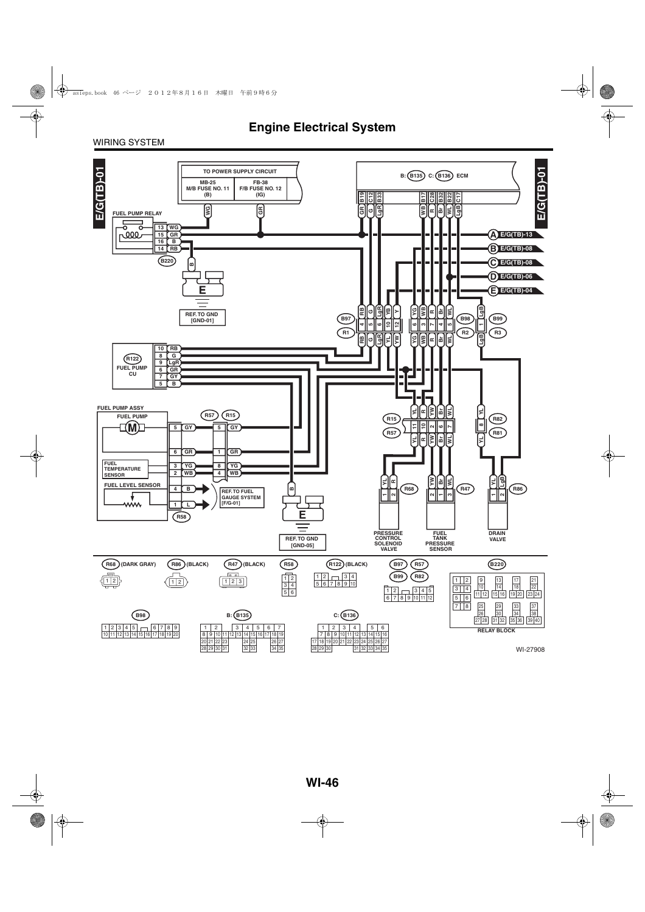# Engine Electrical System

WIRING SYSTEM

E/G(TB)-01

TO POWER SUPPLY CIRCUIT

MB-25
M/B FUSE NO. 11
(B)

FB-38
F/B FUSE NO. 12
(IG)

B: (B135) C: (B136) ECM

B19 C12 B33 B17 C28 B32 B22 C17

GR G LgR WB R Br WL LgB

FUEL PUMP RELAY

13 WG
15 GR
16 B
14 RB

(B220)

A E/G(TB)-13
B E/G(TB)-08
C E/G(TB)-08
D E/G(TB)-06
E E/G(TB)-04

REF. TO GND
[GND-01]

(B97) (R1)

(B98) (R2)

(B99) (R3)

(R122)
FUEL PUMP
CU

10 RB
8 G
9 LgR
6 GR
7 GY
5 B

FUEL PUMP ASSY

FUEL PUMP

(R57) (R15)

5 GY 5 GY

6 GR 1 GR

FUEL TEMPERATURE SENSOR

3 YG 8 YG
2 WB 4 WB

FUEL LEVEL SENSOR

4 B
1 L

REF. TO FUEL GAUGE SYSTEM
[F/G-01]

(R58)

REF. TO GND
[GND-05]

(R15) (R57)

(R82) (R81)

(R68) (R47) (R86)

PRESSURE CONTROL SOLENOID VALVE

FUEL TANK PRESSURE SENSOR

DRAIN VALVE

(R68) (DARK GRAY) (R86) (BLACK) (R47) (BLACK) (R58) (R122) (BLACK) (B97) (R57) (B99) (R82) (B220)

(B98) B: (B135) C: (B136)

RELAY BLOCK

WI-27908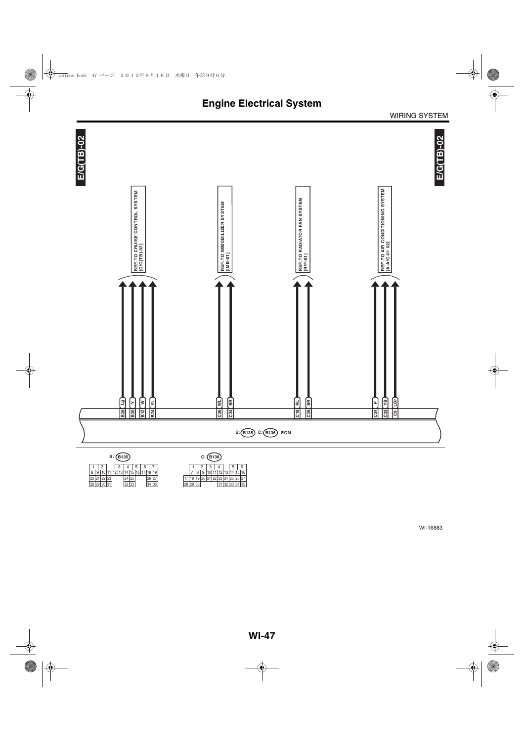# Engine Electrical System

WIRING SYSTEM

E/G(TB)-02

REF. TO CRUISE CONTROL SYSTEM [C/C(TB)-02]

REF. TO IMMOBILIZER SYSTEM [IMB-01]

REF. TO RADIATOR FAN SYSTEM [R/F-01]

REF. TO AIR CONDITIONING SYSTEM [A-A/C-01 02]

| Terminal | Wire color |
|---|---|
| B28 | Lg |
| B20 | Y |
| B12 | W |
| B24 | YL |
| C26 | WL |
| C34 | BR |
| C18 | RL |
| C29 | BR |
| C24 | P |
| C33 | YB |
| C9 | LOr |

B: B135 C: B136 ECM

B: B135

| 1 | 2 | | 3 | 4 | 5 | 6 | 7 |
|---|---|---|---|---|---|---|---|
| 8 9 | 10 11 | 12 | 13 | 14 15 | 16 | 17 | 18 19 |
| 20 21 | 22 23 | | | 24 25 | | | 26 27 |
| 28 29 | 30 31 | | | 32 33 | | | 34 35 |

C: B136

| 1 | 2 | 3 | 4 | | 5 | 6 |
|---|---|---|---|---|---|---|
| 7 8 | 9 | 10 11 | 12 13 | 14 | 15 | 16 |
| 17 18 19 | 20 | 21 22 | 23 24 | 25 | 26 | 27 |
| 28 29 30 | | | 31 32 | 33 | 34 | 35 |

WI-16883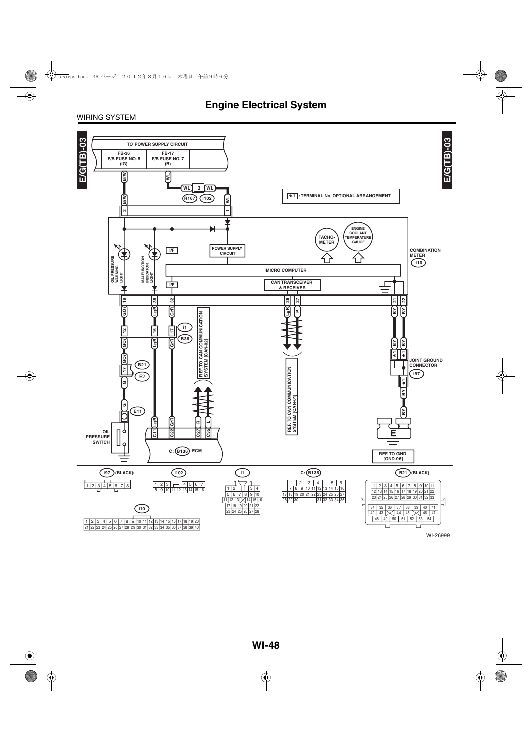# Engine Electrical System

WIRING SYSTEM

E/G(TB)-03

TO POWER SUPPLY CIRCUIT

FB-36 F/B FUSE NO. 5 (IG)

FB-17 F/B FUSE NO. 7 (B)

★1 : TERMINAL No. OPTIONAL ARRANGEMENT

BrW, WL, R167, i102

TACHO-METER

ENGINE COOLANT TEMPERATURE GAUGE

OIL PRESSURE WARNING LIGHT

MALFUNCTION INDICATOR LIGHT

I/F

POWER SUPPLY CIRCUIT

MICRO COMPUTER

CAN TRANSCEIVER & RECEIVER

COMBINATION METER i10

GOr, LgB, GrR, P, BY

i1, B36

B21, E2

E11

REF. TO CAN COMMUNICATION SYSTEM [CAN-02]

REF. TO CAN COMMUNICATION SYSTEM [CAN-01]

JOINT GROUND CONNECTOR i97

OIL PRESSURE SWITCH

C: B136 ECM

REF. TO GND [GND-06]

i97 (BLACK)

i102

i1

C: B136

B21 (BLACK)

i10

WI-26999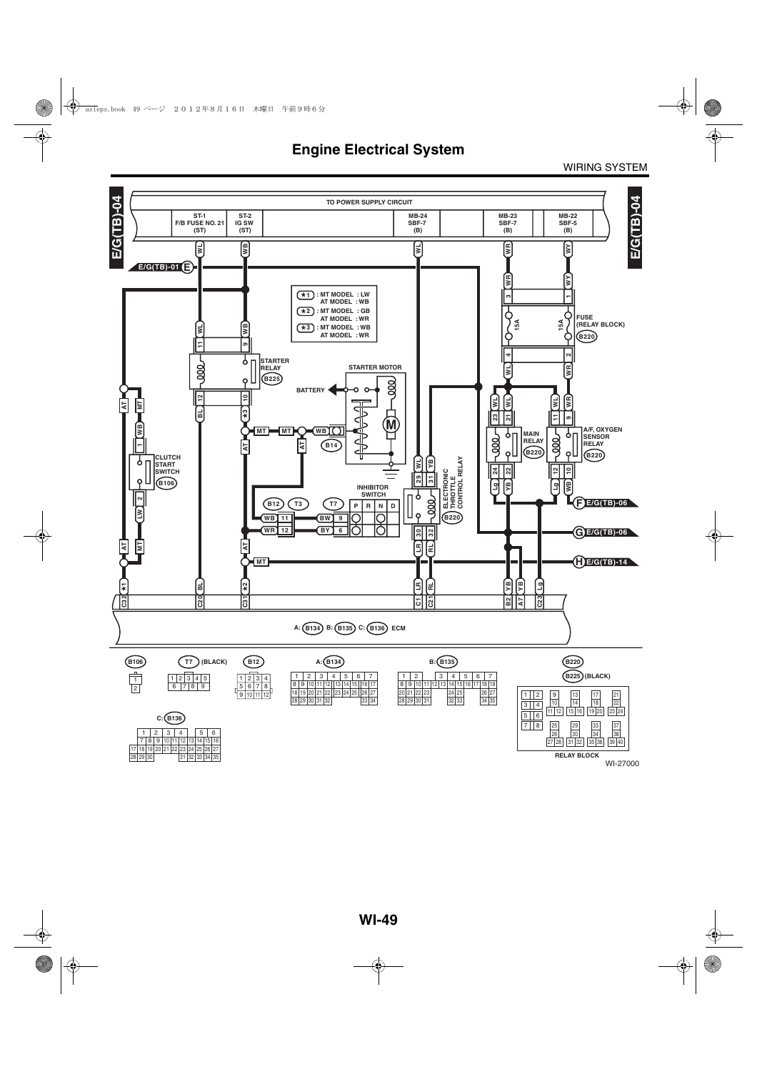# Engine Electrical System

WIRING SYSTEM

E/G(TB)-04

TO POWER SUPPLY CIRCUIT

| ST-1 F/B FUSE NO. 21 (ST) | ST-2 IG SW (ST) | MB-24 SBF-7 (B) | MB-23 SBF-7 (B) | MB-22 SBF-5 (B) |
|---|---|---|---|---|

★1 : MT MODEL : LW
AT MODEL : WB

★2 : MT MODEL : GB
AT MODEL : WR

★3 : MT MODEL : WB
AT MODEL : WR

E/G(TB)-01 E

STARTER RELAY (B225)

STARTER MOTOR

BATTERY

FUSE (RELAY BLOCK) (B220)

15A 15A

MAIN RELAY (B220)

A/F, OXYGEN SENSOR RELAY (B220)

CLUTCH START SWITCH (B106)

ELECTRONIC THROTTLE CONTROL RELAY (B220)

INHIBITOR SWITCH

| | P | R | N | D |
|---|---|---|---|---|
| BW 9 | | | | |
| BY 6 | | | | |

B12 T3 T7 B14

F E/G(TB)-06

G E/G(TB)-06

H E/G(TB)-14

A: (B134) B: (B135) C: (B136) ECM

B106

T7 (BLACK)

| 1 | 2 | 3 | 4 | 5 |
|---|---|---|---|---|
| 6 | 7 | 8 | 9 | |

B12

| 1 | 2 | 3 | 4 |
|---|---|---|---|
| 5 | 6 | 7 | 8 |
| 9 | 10 | 11 | 12 |

A: (B134)

B: (B135)

B220 / B225 (BLACK)

RELAY BLOCK

C: (B136)

WI-27000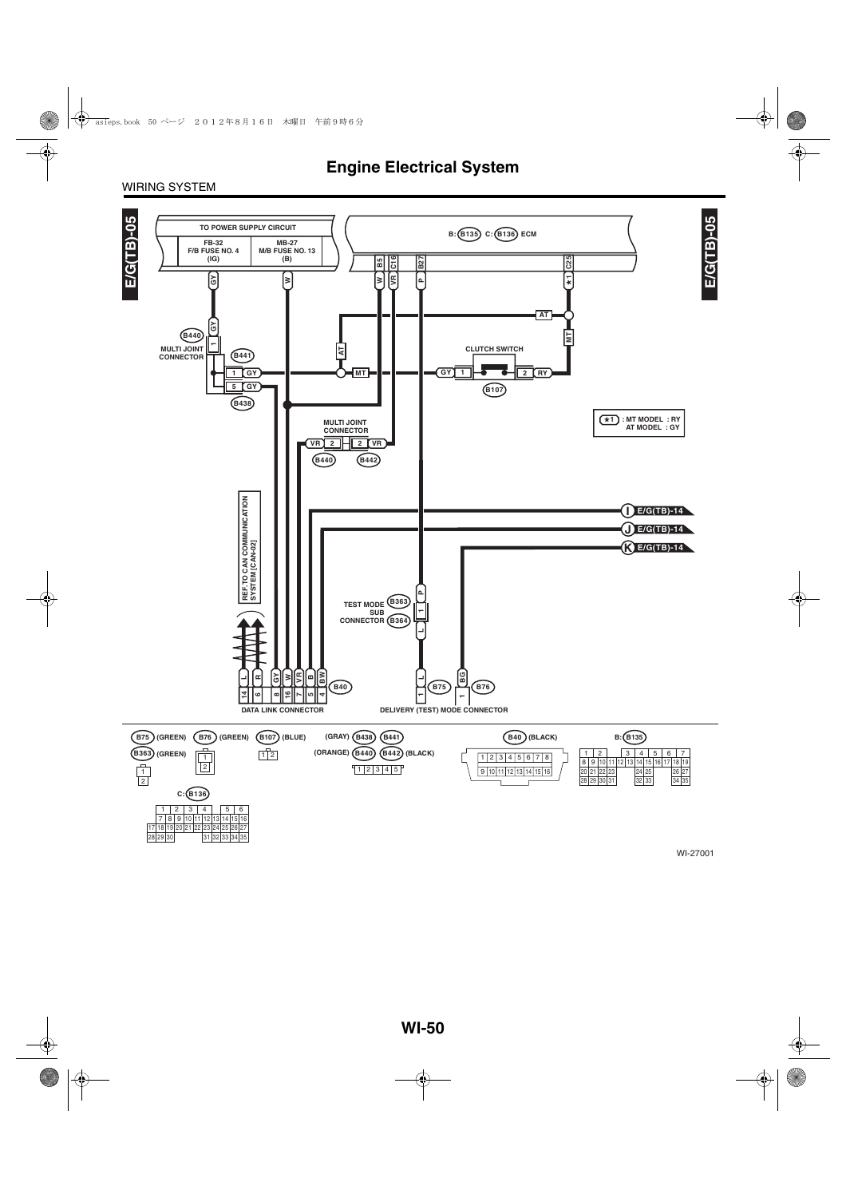# Engine Electrical System

WIRING SYSTEM

E/G(TB)-05

TO POWER SUPPLY CIRCUIT

FB-32
F/B FUSE NO. 4
(IG)

MB-27
M/B FUSE NO. 13
(B)

B: B135 C: B136 ECM

B5 C16 B27 C25

GY W W VR P ★1

AT

MT

B440
MULTI JOINT CONNECTOR

B441

1 GY

5 GY

B438

AT

MT

GY 1

CLUTCH SWITCH

2 RY

B107

★1 : MT MODEL : RY
AT MODEL : GY

MULTI JOINT CONNECTOR

VR 2 | 2 VR

B440 B442

I E/G(TB)-14

J E/G(TB)-14

K E/G(TB)-14

REF. TO CAN COMMUNICATION SYSTEM [CAN-02]

TEST MODE SUB CONNECTOR B363 B364

P 1 L

L R GY W VR B BW

14 6 8 16 7 5 4

B40

DATA LINK CONNECTOR

L 1 B75

BG 1 B76

DELIVERY (TEST) MODE CONNECTOR

B75 (GREEN) B76 (GREEN) B107 (BLUE)

B363 (GREEN)

(GRAY) B438 B441

(ORANGE) B440 B442 (BLACK)

B40 (BLACK)

B: B135

C: B136

WI-27001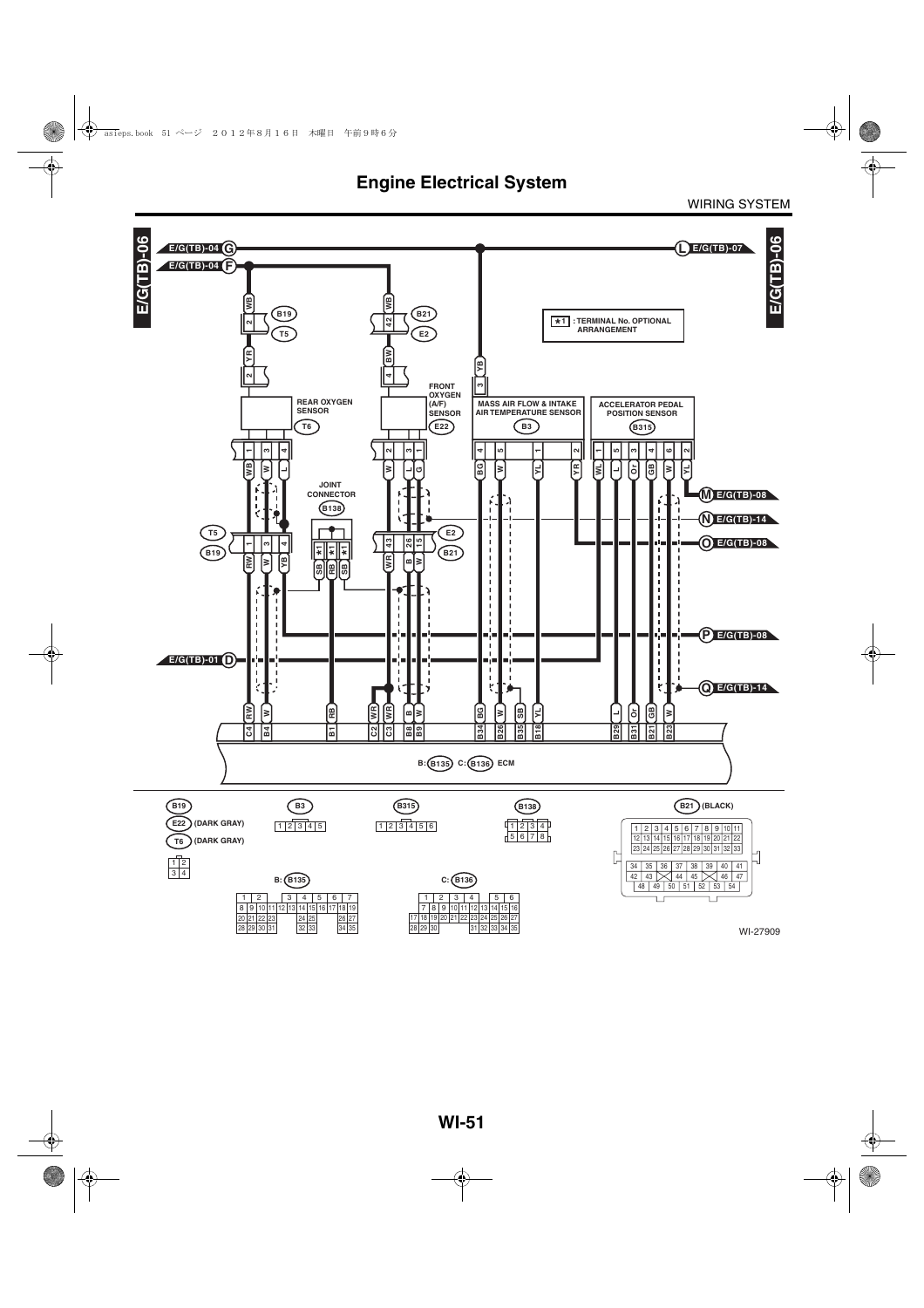# Engine Electrical System

WIRING SYSTEM

E/G(TB)-06

E/G(TB)-04 G

E/G(TB)-04 F

L E/G(TB)-07

★1 : TERMINAL No. OPTIONAL ARRANGEMENT

B19 / T5

B21 / E2

REAR OXYGEN SENSOR T6

FRONT OXYGEN (A/F) SENSOR E22

MASS AIR FLOW & INTAKE AIR TEMPERATURE SENSOR B3

ACCELERATOR PEDAL POSITION SENSOR B315

JOINT CONNECTOR B138

M E/G(TB)-08

N E/G(TB)-14

O E/G(TB)-08

P E/G(TB)-08

E/G(TB)-01 D

Q E/G(TB)-14

B: B135 C: B136 ECM

B19

E22 (DARK GRAY)

T6 (DARK GRAY)

| 1 | 2 |
|---|---|
| 3 | 4 |

B3

| 1 | 2 | 3 | 4 | 5 |
|---|---|---|---|---|

B315

| 1 | 2 | 3 | 4 | 5 | 6 |
|---|---|---|---|---|---|

B138

| 1 | 2 | 3 | 4 |
|---|---|---|---|
| 5 | 6 | 7 | 8 |

B21 (BLACK)

| 1 | 2 | 3 | 4 | 5 | 6 | 7 | 8 | 9 | 10 | 11 |
|---|---|---|---|---|---|---|---|---|---|---|
| 12 | 13 | 14 | 15 | 16 | 17 | 18 | 19 | 20 | 21 | 22 |
| 23 | 24 | 25 | 26 | 27 | 28 | 29 | 30 | 31 | 32 | 33 |

| 34 | 35 | 36 | 37 | 38 | 39 | 40 | 41 |
|---|---|---|---|---|---|---|---|
| 42 | 43 | | 44 | 45 | | 46 | 47 |
| 48 | 49 | 50 | 51 | 52 | 53 | 54 | |

B: B135

| 1 | 2 | | 3 | 4 | 5 | 6 | 7 |
|---|---|---|---|---|---|---|---|
| 8 | 9 10 11 | 12 | 13 | 14 15 | 16 | 17 18 | 19 |
| 20 21 22 23 | | | | 24 25 | | 26 | 27 |
| 28 29 30 31 | | | | 32 33 | | 34 | 35 |

C: B136

| 1 | 2 | 3 | 4 | | 5 | 6 |
|---|---|---|---|---|---|---|
| 7 8 9 | 10 11 | 12 13 | 14 15 | | | 16 |
| 17 18 19 20 21 22 | 23 24 | 25 | 26 | | | 27 |
| 28 29 30 | | | 31 32 | 33 34 | | 35 |

WI-27909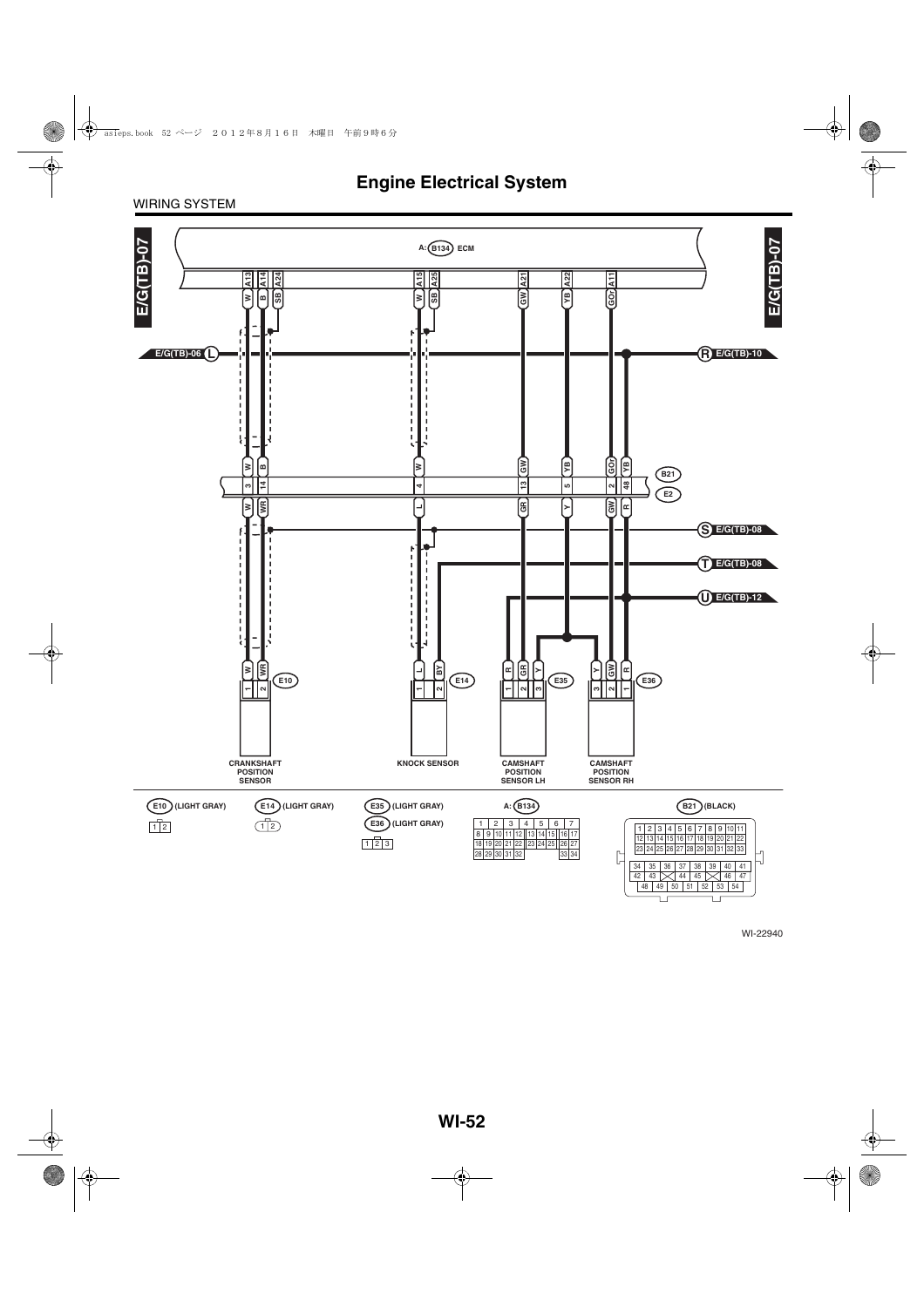# Engine Electrical System

WIRING SYSTEM

E/G(TB)-07

A: B134 ECM

A13 W, A14 B, A24 SB, A15 W, A25 SB, A21 GW, A22 YB, A11 GOr

E/G(TB)-06 L

R E/G(TB)-10

B21 / E2

| B21 terminal | 3 | 14 | 4 | 13 | 5 | 2 | 48 |
|---|---|---|---|---|---|---|---|
| Upper wire | W | B | W | GW | YB | GOr | YB |
| Lower wire | W | WR | L | GR | Y | GW | R |

S E/G(TB)-08

T E/G(TB)-08

U E/G(TB)-12

E10: 1 W, 2 WR — CRANKSHAFT POSITION SENSOR

E14: 1 L, 2 BY — KNOCK SENSOR

E35: 1 R, 2 GR, 3 Y — CAMSHAFT POSITION SENSOR LH

E36: 3 Y, 2 GW, 1 R — CAMSHAFT POSITION SENSOR RH

E10 (LIGHT GRAY)

| 1 | 2 |
|---|---|

E14 (LIGHT GRAY)

| 1 | 2 |
|---|---|

E35 (LIGHT GRAY)
E36 (LIGHT GRAY)

| 1 | 2 | 3 |
|---|---|---|

A: B134

| 1 | 2 | 3 | 4 | 5 | 6 | 7 | | | |
|---|---|---|---|---|---|---|---|---|---|
| 8 | 9 | 10 | 11 | 12 | 13 | 14 | 15 | 16 | 17 |
| 18 | 19 | 20 | 21 | 22 | 23 | 24 | 25 | 26 | 27 |
| 28 | 29 | 30 | 31 | 32 | | | | 33 | 34 |

B21 (BLACK)

| 1 | 2 | 3 | 4 | 5 | 6 | 7 | 8 | 9 | 10 | 11 |
|---|---|---|---|---|---|---|---|---|---|---|
| 12 | 13 | 14 | 15 | 16 | 17 | 18 | 19 | 20 | 21 | 22 |
| 23 | 24 | 25 | 26 | 27 | 28 | 29 | 30 | 31 | 32 | 33 |

| 34 | 35 | 36 | 37 | 38 | 39 | 40 | 41 |
|---|---|---|---|---|---|---|---|
| 42 | 43 | X | 44 | 45 | X | 46 | 47 |
| 48 | 49 | 50 | 51 | 52 | 53 | 54 | |

WI-22940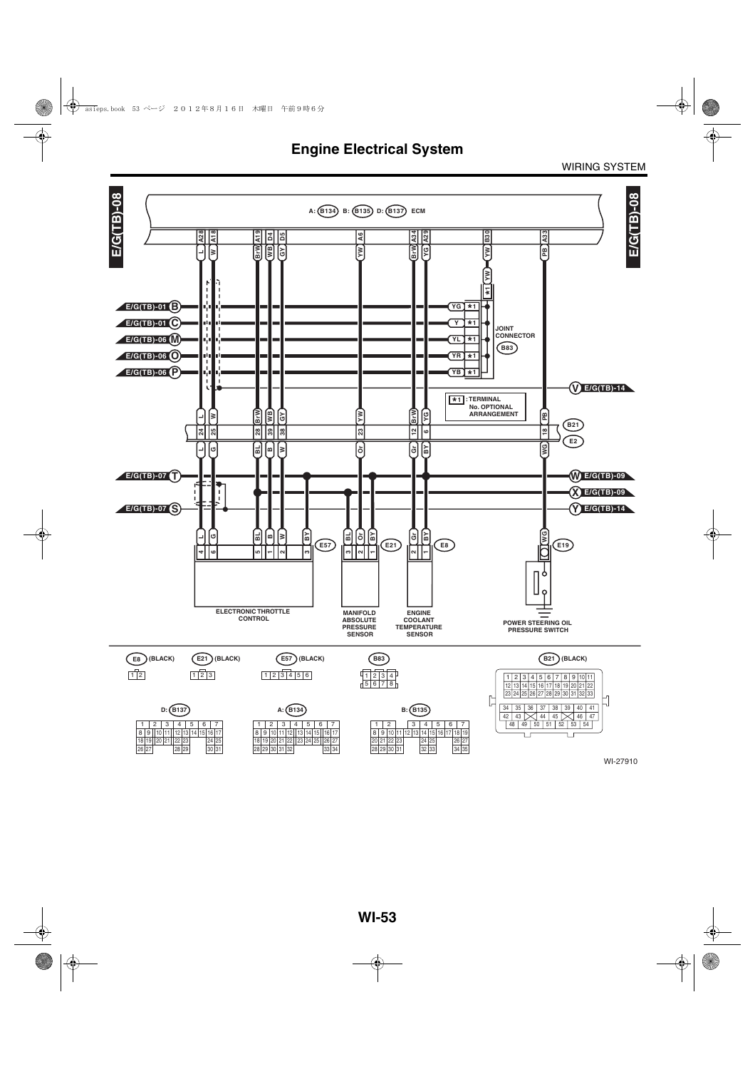# Engine Electrical System

WIRING SYSTEM

E/G(TB)-08

A: B134 B: B135 D: B137 ECM

| ECM terminal | Wire color | B21/E2 terminal | Wire color (E side) | Component |
|---|---|---|---|---|
| A28 | L | 24 | L | ELECTRONIC THROTTLE CONTROL (E57) 4 |
| A18 | W | 25 | G | ELECTRONIC THROTTLE CONTROL (E57) 6 |
| A19 | BrW | 28 | BL | ELECTRONIC THROTTLE CONTROL (E57) 5 |
| D4 | WB | 39 | B | ELECTRONIC THROTTLE CONTROL (E57) 1 |
| D5 | GY | 38 | W | ELECTRONIC THROTTLE CONTROL (E57) 2 |
| A6 | YW | 23 | Or | MANIFOLD ABSOLUTE PRESSURE SENSOR (E21) 2 |
| A34 | BrW | 12 | Gr | ENGINE COOLANT TEMPERATURE SENSOR (E8) 2 |
| A29 | YG | 6 | BY | ENGINE COOLANT TEMPERATURE SENSOR (E8) 1 |
| A33 | PB | 18 | WG | POWER STEERING OIL PRESSURE SWITCH (E19) |

B30 — YW — ★1 — JOINT CONNECTOR (B83): YG ★1 (E/G(TB)-01 B), Y ★1 (E/G(TB)-01 C), YL ★1 (E/G(TB)-06 M), YR ★1 (E/G(TB)-06 O), YB ★1 (E/G(TB)-06 P)

★1 : TERMINAL No. OPTIONAL ARRANGEMENT

E57: 3 — BY; E21: 3 — BL, 1 — BY

E/G(TB)-07 T, E/G(TB)-07 S, V E/G(TB)-14, W E/G(TB)-09, X E/G(TB)-09, Y E/G(TB)-14

ELECTRONIC THROTTLE CONTROL

MANIFOLD ABSOLUTE PRESSURE SENSOR

ENGINE COOLANT TEMPERATURE SENSOR

POWER STEERING OIL PRESSURE SWITCH

E8 (BLACK): 1 2

E21 (BLACK): 1 2 3

E57 (BLACK): 1 2 3 4 5 6

B83: 1 2 3 4 / 5 6 7 8

B21 (BLACK): 1–54

D: B137: 1–31

A: B134: 1–34

B: B135: 1–35

WI-27910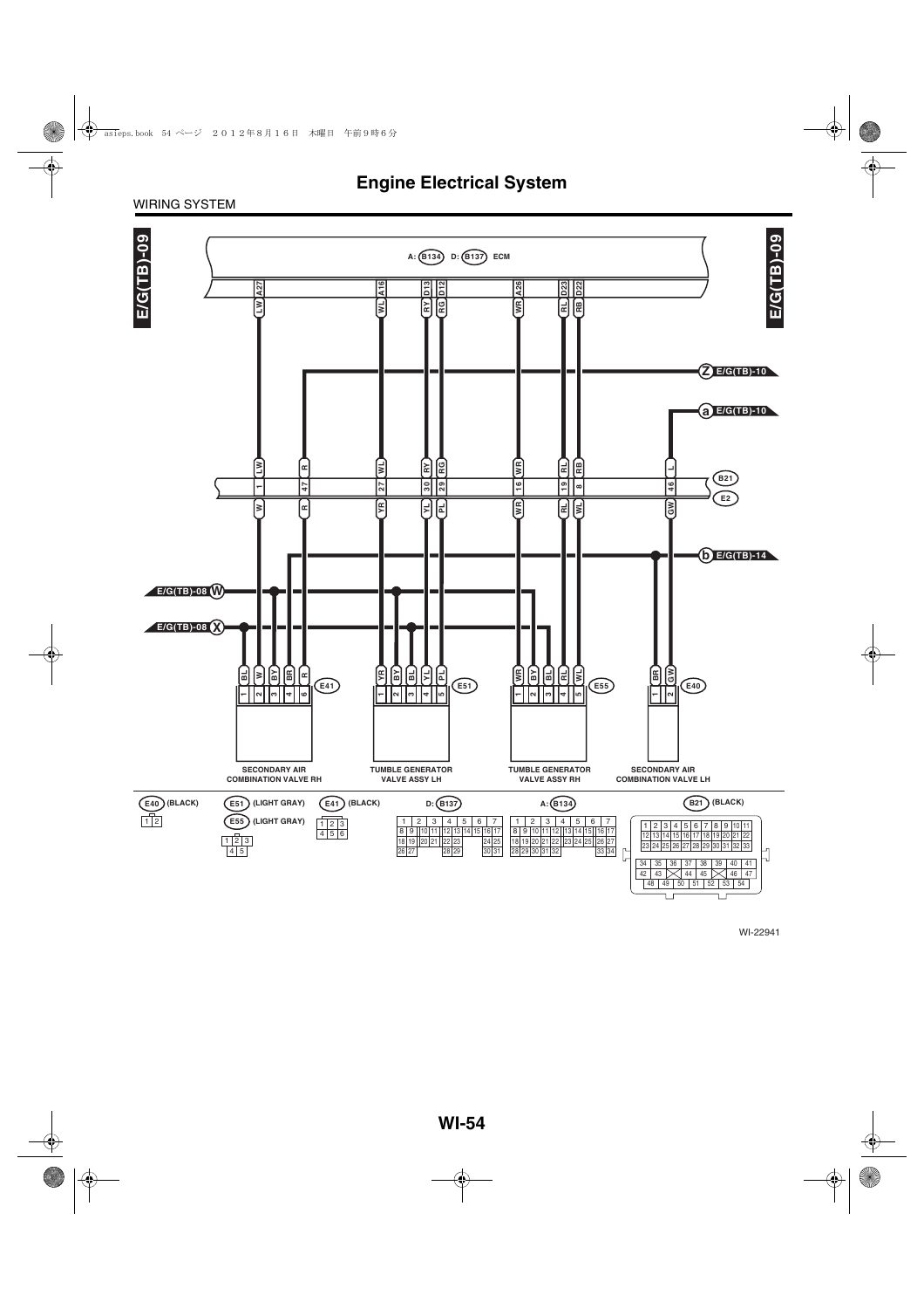# Engine Electrical System

WIRING SYSTEM

E/G(TB)-09

A: B134 D: B137 ECM

A27 LW, A16 WL, D13 RY, D12 RG, A26 WR, D23 RL, D22 RB

Z E/G(TB)-10

a E/G(TB)-10

B21 / E2

| B21 wire | B21 pin | E2 wire |
|---|---|---|
| LW | 1 | W |
| R | 47 | R |
| WL | 27 | YR |
| RY | 30 | YL |
| RG | 29 | PL |
| WR | 16 | WR |
| RL | 19 | RL |
| RB | 8 | WL |
| L | 46 | GW |

b E/G(TB)-14

E/G(TB)-08 W

E/G(TB)-08 X

E41: 1 BL, 2 W, 3 BY, 4 BR, 5 R — SECONDARY AIR COMBINATION VALVE RH

E51: 1 YR, 2 BY, 3 BL, 4 YL, 5 PL — TUMBLE GENERATOR VALVE ASSY LH

E55: 1 WR, 2 BY, 3 BL, 4 RL, 5 WL — TUMBLE GENERATOR VALVE ASSY RH

E40: 1 BR, 2 GW — SECONDARY AIR COMBINATION VALVE LH

E40 (BLACK)

| 1 | 2 |
|---|---|

E51 (LIGHT GRAY)
E55 (LIGHT GRAY)

| 1 | 2 | 3 |
|---|---|---|
| 4 | 5 | |

E41 (BLACK)

| 1 | 2 | 3 |
|---|---|---|
| 4 | 5 | 6 |

D: B137

| 1 | 2 | 3 | 4 | 5 | 6 | 7 |
|---|---|---|---|---|---|---|
| 8 9 | 10 11 | 12 13 | 14 15 | 16 17 | | |
| 18 19 | 20 21 | 22 23 | | 24 25 | | |
| 26 27 | | 28 29 | | 30 31 | | |

A: B134

| 1 | 2 | 3 | 4 | 5 | 6 | 7 |
|---|---|---|---|---|---|---|
| 8 9 | 10 11 | 12 | 13 14 15 | 16 17 | | |
| 18 19 20 21 22 | 23 24 25 | 26 27 | | | | |
| 28 29 30 31 32 | | 33 34 | | | | |

B21 (BLACK)

| 1 | 2 | 3 | 4 | 5 | 6 | 7 | 8 | 9 | 10 | 11 |
|---|---|---|---|---|---|---|---|---|---|---|
| 12 | 13 | 14 | 15 | 16 | 17 | 18 | 19 | 20 | 21 | 22 |
| 23 | 24 | 25 | 26 | 27 | 28 | 29 | 30 | 31 | 32 | 33 |

| 34 | 35 | 36 | 37 | 38 | 39 | 40 | 41 |
|---|---|---|---|---|---|---|---|
| 42 | 43 | | 44 | 45 | | 46 | 47 |
| 48 | 49 | 50 | 51 | 52 | 53 | 54 | |

WI-22941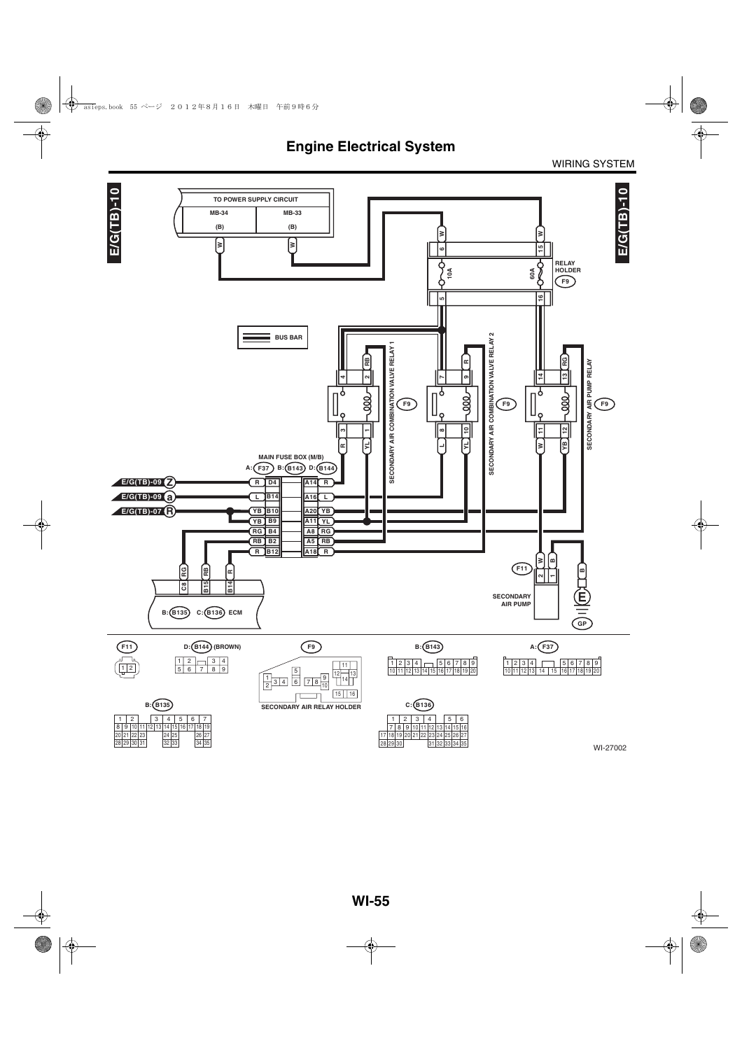# Engine Electrical System

WIRING SYSTEM

E/G(TB)-10

TO POWER SUPPLY CIRCUIT

MB-34 (B) W

MB-33 (B) W

RELAY HOLDER F9

10A

60A

BUS BAR

SECONDARY AIR COMBINATION VALVE RELAY 1

SECONDARY AIR COMBINATION VALVE RELAY 2

SECONDARY AIR PUMP RELAY

MAIN FUSE BOX (M/B)

A: F37 B: B143 D: B144

E/G(TB)-09 Z

E/G(TB)-09 a

E/G(TB)-07 R

F11

SECONDARY AIR PUMP

E

GP

B: B135 C: B136 ECM

F11

D: B144 (BROWN)

F9

SECONDARY AIR RELAY HOLDER

B: B143

A: F37

B: B135

C: B136

WI-27002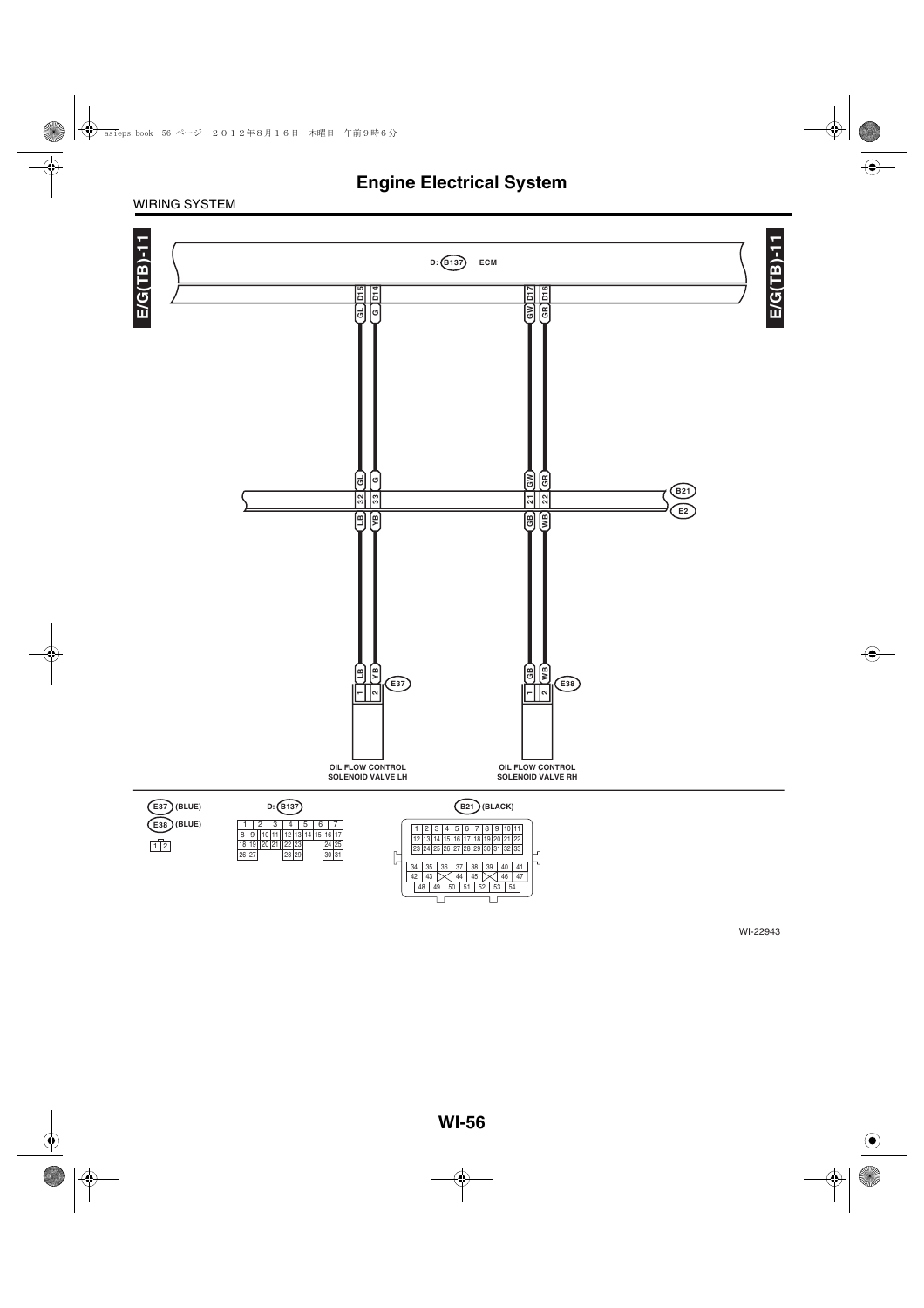# Engine Electrical System

WIRING SYSTEM

E/G(TB)-11

D: B137 ECM

| ECM terminal | Wire | B21/E2 terminal | Wire (E2 side) | Solenoid terminal | Connector |
|---|---|---|---|---|---|
| D15 | GL | 32 | LB | 1 | E37 |
| D14 | G | 33 | YB | 2 | E37 |
| D17 | GW | 21 | GB | 1 | E38 |
| D16 | GR | 22 | WB | 2 | E38 |

B21

E2

E37: OIL FLOW CONTROL SOLENOID VALVE LH

E38: OIL FLOW CONTROL SOLENOID VALVE RH

E37 (BLUE)
E38 (BLUE)

| 1 | 2 |
|---|---|

D: B137

| 1 | 2 | 3 | 4 | 5 | 6 | 7 |
|---|---|---|---|---|---|---|
| 8 9 | 10 11 | 12 13 | 14 | 15 | 16 | 17 |
| 18 19 | 20 21 | 22 23 | | | 24 | 25 |
| 26 27 | | 28 29 | | | 30 | 31 |

B21 (BLACK)

| 1 | 2 | 3 | 4 | 5 | 6 | 7 | 8 | 9 | 10 | 11 |
|---|---|---|---|---|---|---|---|---|---|---|
| 12 | 13 | 14 | 15 | 16 | 17 | 18 | 19 | 20 | 21 | 22 |
| 23 | 24 | 25 | 26 | 27 | 28 | 29 | 30 | 31 | 32 | 33 |

| 34 | 35 | 36 | 37 | 38 | 39 | 40 | 41 |
|---|---|---|---|---|---|---|---|
| 42 | 43 | | 44 | 45 | | 46 | 47 |
| 48 | 49 | 50 | 51 | 52 | 53 | 54 | |

WI-22943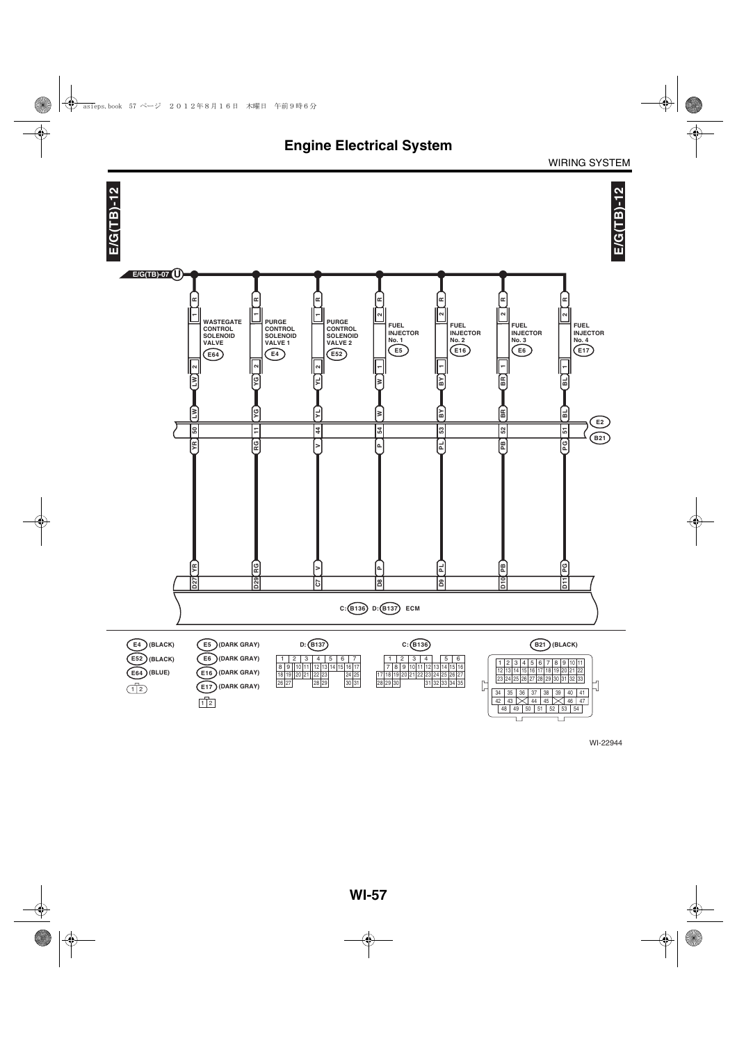# Engine Electrical System

WIRING SYSTEM

E/G(TB)-12

E/G(TB)-07 U

| Component | Connector | Pin (R side) | Pin (other side) | Wire | E2/B21 pin | Wire to ECM | ECM pin |
|---|---|---|---|---|---|---|---|
| WASTEGATE CONTROL SOLENOID VALVE | E64 | 1 (R) | 2 | LW | 50 | YR | D27 |
| PURGE CONTROL SOLENOID VALVE 1 | E4 | 1 (R) | 2 | YG | 11 | RG | D29 |
| PURGE CONTROL SOLENOID VALVE 2 | E52 | 1 (R) | 2 | YL | 44 | V | C7 |
| FUEL INJECTOR No. 1 | E5 | 2 (R) | 1 | W | 54 | P | D8 |
| FUEL INJECTOR No. 2 | E16 | 2 (R) | 1 | BY | 53 | PL | D9 |
| FUEL INJECTOR No. 3 | E6 | 2 (R) | 1 | BR | 52 | PB | D10 |
| FUEL INJECTOR No. 4 | E17 | 2 (R) | 1 | BL | 51 | PG | D11 |

C: B136 D: B137 ECM

E4 (BLACK)
E52 (BLACK)
E64 (BLUE)

E5 (DARK GRAY)
E6 (DARK GRAY)
E16 (DARK GRAY)
E17 (DARK GRAY)

D: B137

C: B136

B21 (BLACK)

WI-22944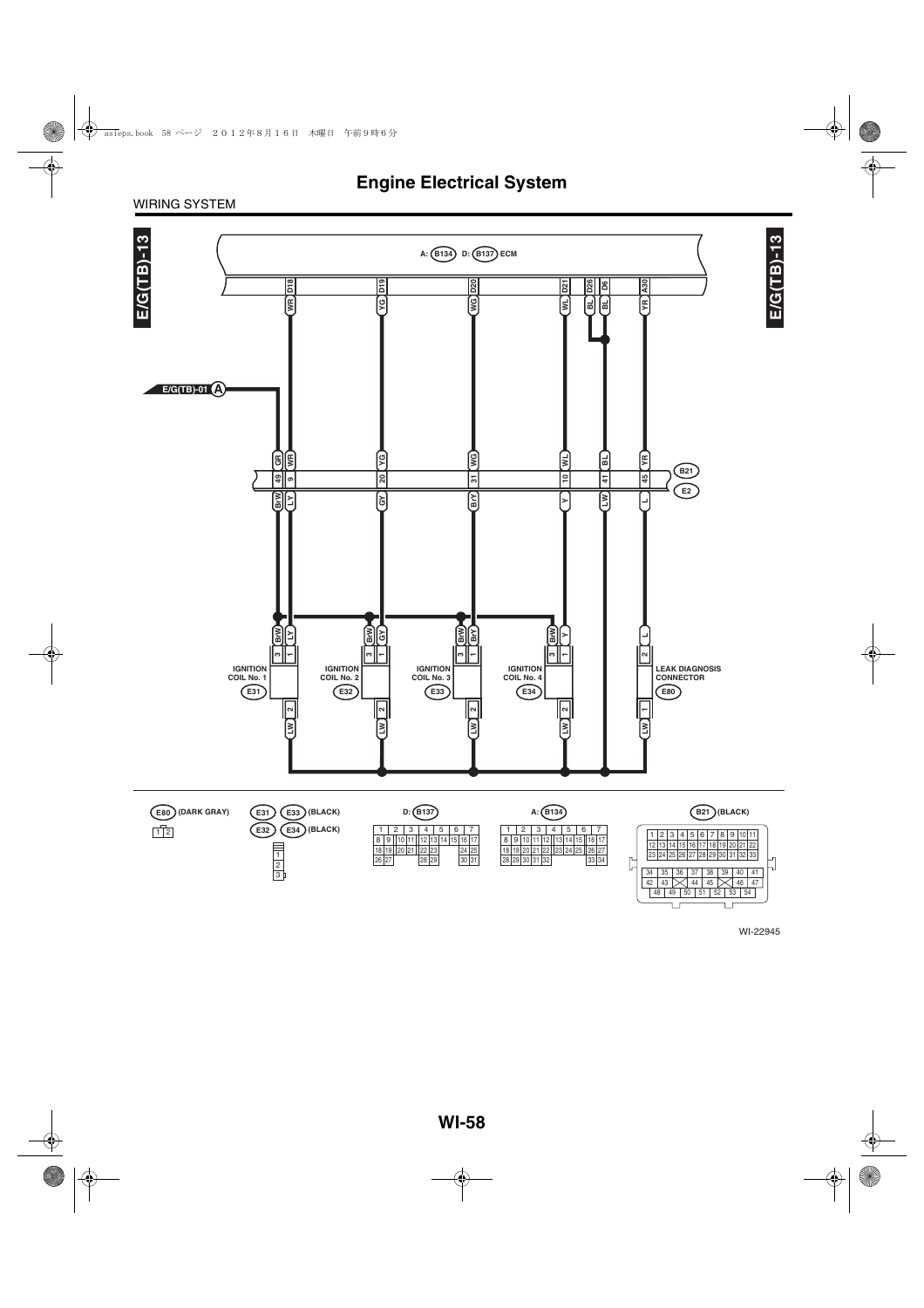# Engine Electrical System

WIRING SYSTEM

E/G(TB)-13

A: (B134) D: (B137) ECM

| D18 | D19 | D20 | D21 | D26 | D6 | A30 |
|---|---|---|---|---|---|---|
| WR | YG | WG | WL | BL | BL | YR |

E/G(TB)-01 (A)

(B21) (E2)

| GR | WR | YG | WG | WL | BL | YR |
|---|---|---|---|---|---|---|
| 49 | 9 | 20 | 31 | 10 | 41 | 45 |
| BrW | LY | GY | BrY | Y | LW | L |

| IGNITION COIL No. 1 (E31) | IGNITION COIL No. 2 (E32) | IGNITION COIL No. 3 (E33) | IGNITION COIL No. 4 (E34) | LEAK DIAGNOSIS CONNECTOR (E80) |
|---|---|---|---|---|
| 3: BrW, 1: LY, 2: LW | 3: BrW, 1: GY, 2: LW | 3: BrW, 1: BrY, 2: LW | 3: BrW, 1: Y, 2: LW | 2: L, 1: LW |

(E80) (DARK GRAY)

| 1 | 2 |
|---|---|

(E31) (E33) (BLACK)
(E32) (E34) (BLACK)

| 1 |
|---|
| 2 |
| 3 |

D: (B137)

| 1 | 2 | 3 | 4 | 5 | 6 | 7 |
|---|---|---|---|---|---|---|
| 8 | 9 | 10 | 11 | 12 | 13 | 14 | 15 | 16 | 17 |
| 18 | 19 | 20 | 21 | 22 | 23 | | 24 | 25 |
| 26 | 27 | | 28 | 29 | | 30 | 31 |

A: (B134)

| 1 | 2 | 3 | 4 | 5 | 6 | 7 |
|---|---|---|---|---|---|---|
| 8 | 9 | 10 | 11 | 12 | 13 | 14 | 15 | 16 | 17 |
| 18 | 19 | 20 | 21 | 22 | 23 | 24 | 25 | 26 | 27 |
| 28 | 29 | 30 | 31 | 32 | | 33 | 34 |

(B21) (BLACK)

| 1 | 2 | 3 | 4 | 5 | 6 | 7 | 8 | 9 | 10 | 11 |
|---|---|---|---|---|---|---|---|---|---|---|
| 12 | 13 | 14 | 15 | 16 | 17 | 18 | 19 | 20 | 21 | 22 |
| 23 | 24 | 25 | 26 | 27 | 28 | 29 | 30 | 31 | 32 | 33 |
| 34 | 35 | 36 | 37 | 38 | 39 | 40 | 41 |
| 42 | 43 | ✕ | 44 | 45 | ✕ | 46 | 47 |
| 48 | 49 | 50 | 51 | 52 | 53 | 54 |

WI-22945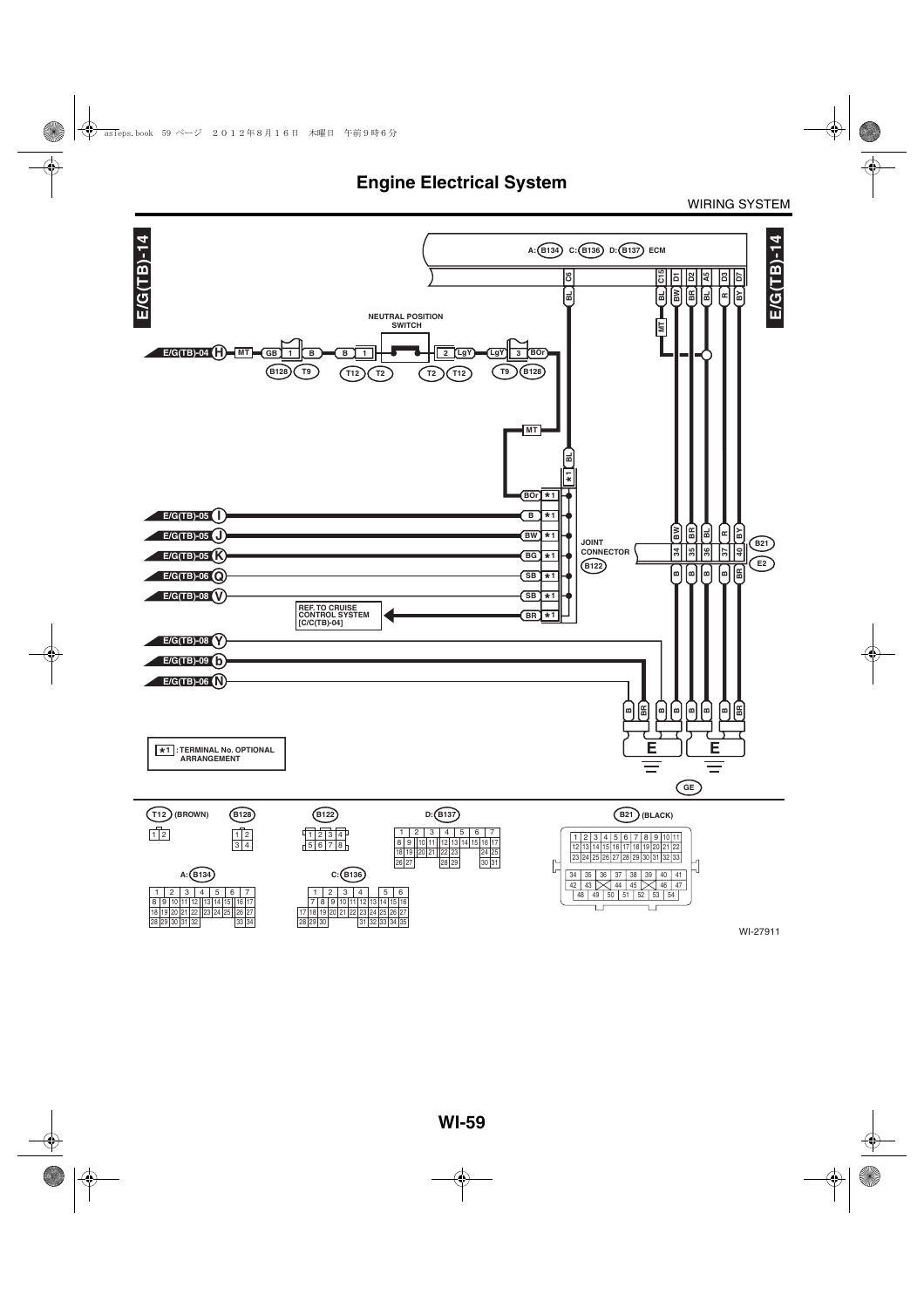# Engine Electrical System

WIRING SYSTEM

E/G(TB)-14

A: B134 C: B136 D: B137 ECM

C6 C15 D1 D2 A5 D3 D7

BL BL BW BR BL R BY

NEUTRAL POSITION SWITCH

E/G(TB)-04 H MT GB 1 B B 1 2 LgY LgY 3 BOr

B128 T9 T12 T2 T2 T12 T9 B128

MT

MT

BL

*1

E/G(TB)-05 I

E/G(TB)-05 J

E/G(TB)-05 K

E/G(TB)-06 Q

E/G(TB)-08 V

BOr *1

B *1

BW *1

BG *1

SB *1

SB *1

BR *1

JOINT CONNECTOR B122

REF. TO CRUISE CONTROL SYSTEM [C/C(TB)-04]

BW BR BL R BY

34 35 36 37 40

B B B B BR

B21

E2

E/G(TB)-08 Y

E/G(TB)-09 b

E/G(TB)-06 N

B BR B B B B B BR

E E

GE

*1 : TERMINAL No. OPTIONAL ARRANGEMENT

T12 (BROWN)

| | |
|---|---|
| 1 | 2 |

B128

| | |
|---|---|
| 1 | 2 |
| 3 | 4 |

B122

| | | | |
|---|---|---|---|
| 1 | 2 | 3 | 4 |
| 5 | 6 | 7 | 8 |

D: B137

| | | | | | | | | | |
|---|---|---|---|---|---|---|---|---|---|
| 1 | 2 | 3 | 4 | 5 | 6 | 7 | | | |
| 8 | 9 | 10 | 11 | 12 | 13 | 14 | 15 | 16 | 17 |
| 18 | 19 | 20 | 21 | 22 | 23 | | | 24 | 25 |
| 26 | 27 | | | 28 | 29 | | | 30 | 31 |

B21 (BLACK)

| | | | | | | | | | | |
|---|---|---|---|---|---|---|---|---|---|---|
| 1 | 2 | 3 | 4 | 5 | 6 | 7 | 8 | 9 | 10 | 11 |
| 12 | 13 | 14 | 15 | 16 | 17 | 18 | 19 | 20 | 21 | 22 |
| 23 | 24 | 25 | 26 | 27 | 28 | 29 | 30 | 31 | 32 | 33 |

| | | | | | | | |
|---|---|---|---|---|---|---|---|
| 34 | 35 | 36 | 37 | 38 | 39 | 40 | 41 |
| 42 | 43 | | 44 | 45 | | 46 | 47 |
| 48 | 49 | 50 | 51 | 52 | 53 | 54 | |

A: B134

| | | | | | | | | | |
|---|---|---|---|---|---|---|---|---|---|
| 1 | 2 | 3 | 4 | 5 | 6 | 7 | | | |
| 8 | 9 | 10 | 11 | 12 | 13 | 14 | 15 | 16 | 17 |
| 18 | 19 | 20 | 21 | 22 | 23 | 24 | 25 | 26 | 27 |
| 28 | 29 | 30 | 31 | 32 | | | | 33 | 34 |

C: B136

| | | | | | | | | | | |
|---|---|---|---|---|---|---|---|---|---|---|
| 1 | 2 | 3 | 4 | 5 | 6 | | | | | |
| 7 | 8 | 9 | 10 | 11 | 12 | 13 | 14 | 15 | 16 | |
| 17 | 18 | 19 | 20 | 21 | 22 | 23 | 24 | 25 | 26 | 27 |
| 28 | 29 | 30 | 31 | 32 | 33 | 34 | 35 | | | |

WI-27911